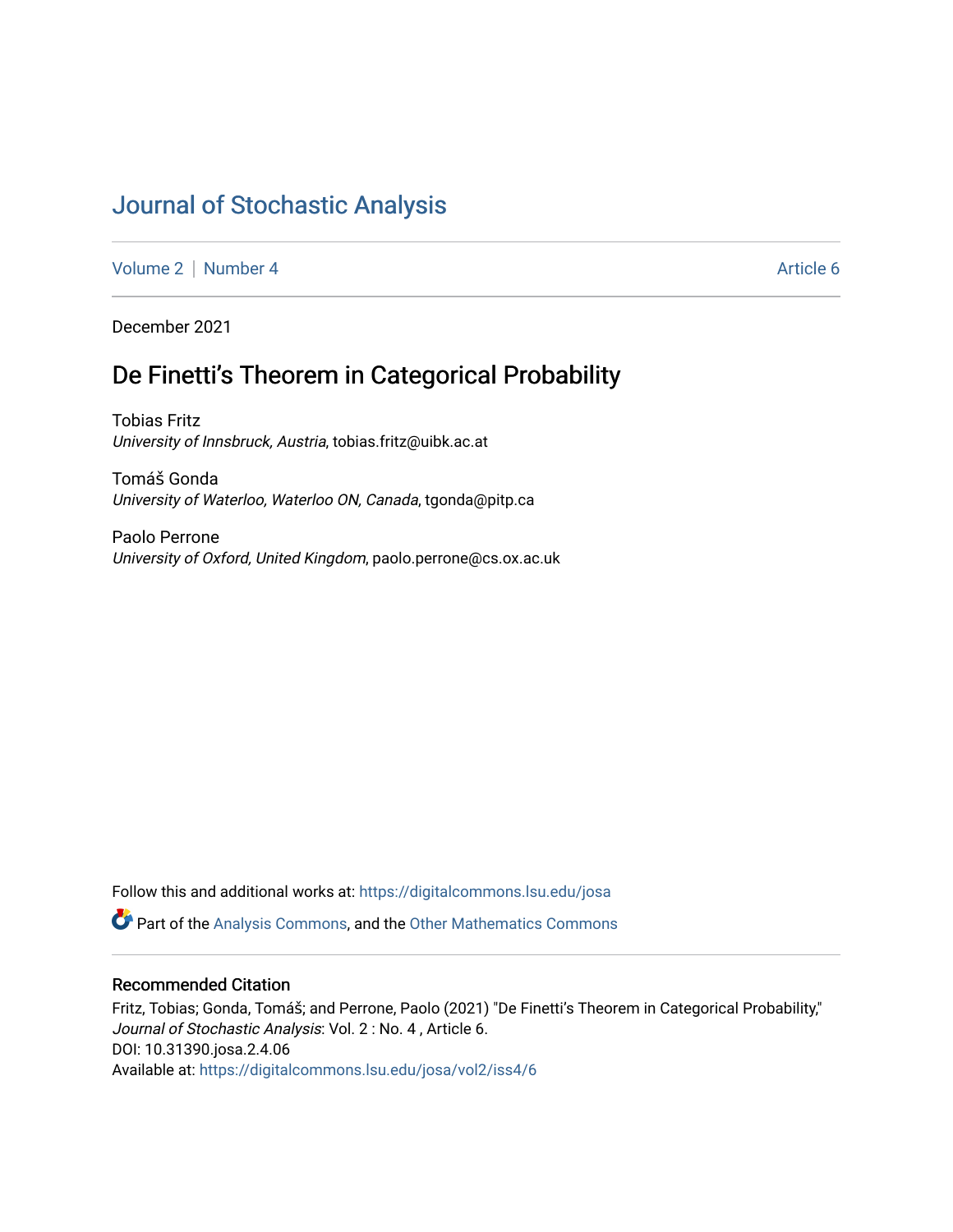# Journal of Stochastic Analysis

Volume 2 | Number 4 Article 6

December 2021

## De Finetti’s Theorem in Categorical Probability

Tobias Fritz
*University of Innsbruck, Austria*, tobias.fritz@uibk.ac.at

Tomáš Gonda
*University of Waterloo, Waterloo ON, Canada*, tgonda@pitp.ca

Paolo Perrone
*University of Oxford, United Kingdom*, paolo.perrone@cs.ox.ac.uk

Follow this and additional works at: https://digitalcommons.lsu.edu/josa

Part of the Analysis Commons, and the Other Mathematics Commons

### Recommended Citation

Fritz, Tobias; Gonda, Tomáš; and Perrone, Paolo (2021) "De Finetti’s Theorem in Categorical Probability," *Journal of Stochastic Analysis*: Vol. 2 : No. 4 , Article 6.
DOI: 10.31390.josa.2.4.06
Available at: https://digitalcommons.lsu.edu/josa/vol2/iss4/6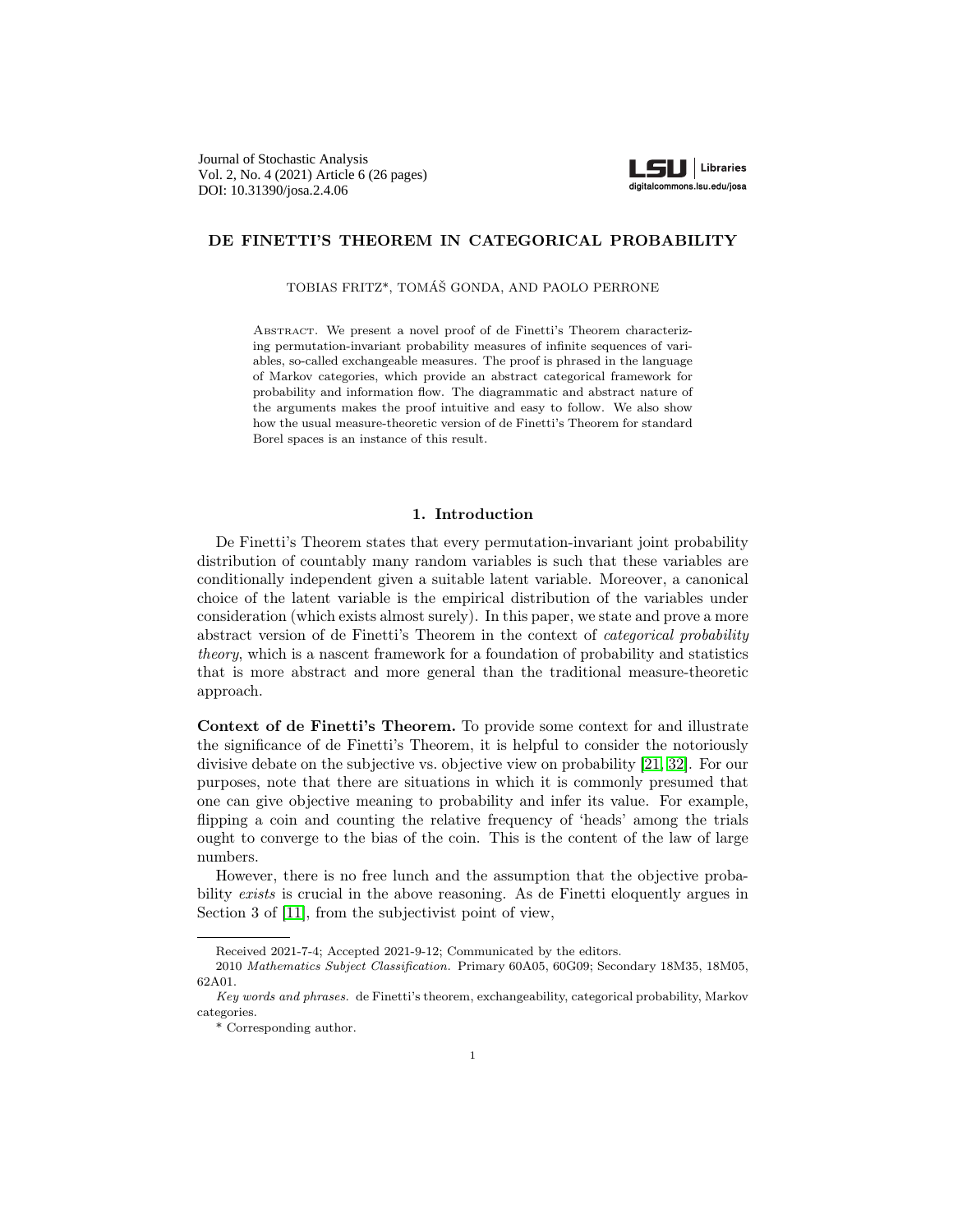Journal of Stochastic Analysis
Vol. 2, No. 4 (2021) Article 6 (26 pages)
DOI: 10.31390/josa.2.4.06

# DE FINETTI'S THEOREM IN CATEGORICAL PROBABILITY

TOBIAS FRITZ*, TOMÁŠ GONDA, AND PAOLO PERRONE

Abstract. We present a novel proof of de Finetti's Theorem characterizing permutation-invariant probability measures of infinite sequences of variables, so-called exchangeable measures. The proof is phrased in the language of Markov categories, which provide an abstract categorical framework for probability and information flow. The diagrammatic and abstract nature of the arguments makes the proof intuitive and easy to follow. We also show how the usual measure-theoretic version of de Finetti's Theorem for standard Borel spaces is an instance of this result.

## 1. Introduction

De Finetti's Theorem states that every permutation-invariant joint probability distribution of countably many random variables is such that these variables are conditionally independent given a suitable latent variable. Moreover, a canonical choice of the latent variable is the empirical distribution of the variables under consideration (which exists almost surely). In this paper, we state and prove a more abstract version of de Finetti's Theorem in the context of *categorical probability theory*, which is a nascent framework for a foundation of probability and statistics that is more abstract and more general than the traditional measure-theoretic approach.

**Context of de Finetti's Theorem.** To provide some context for and illustrate the significance of de Finetti's Theorem, it is helpful to consider the notoriously divisive debate on the subjective vs. objective view on probability [21, 32]. For our purposes, note that there are situations in which it is commonly presumed that one can give objective meaning to probability and infer its value. For example, flipping a coin and counting the relative frequency of 'heads' among the trials ought to converge to the bias of the coin. This is the content of the law of large numbers.

However, there is no free lunch and the assumption that the objective probability *exists* is crucial in the above reasoning. As de Finetti eloquently argues in Section 3 of [11], from the subjectivist point of view,

---

Received 2021-7-4; Accepted 2021-9-12; Communicated by the editors.

2010 *Mathematics Subject Classification.* Primary 60A05, 60G09; Secondary 18M35, 18M05, 62A01.

*Key words and phrases.* de Finetti's theorem, exchangeability, categorical probability, Markov categories.

\* Corresponding author.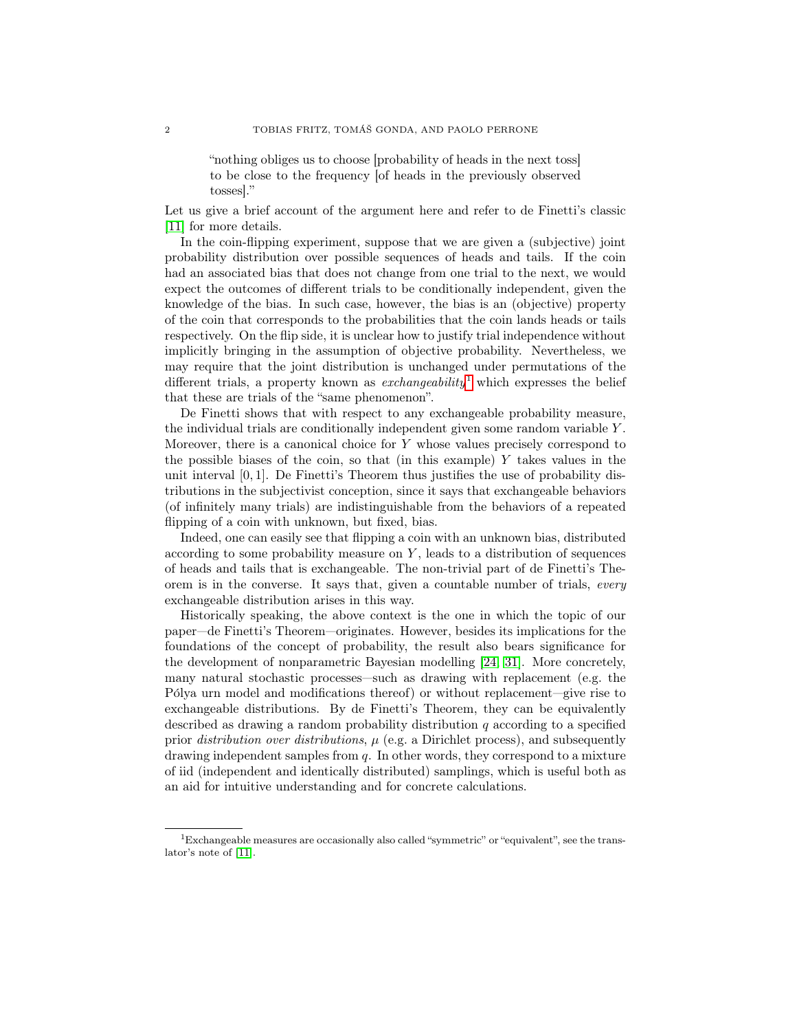"nothing obliges us to choose [probability of heads in the next toss] to be close to the frequency [of heads in the previously observed tosses]."

Let us give a brief account of the argument here and refer to de Finetti's classic [11] for more details.

In the coin-flipping experiment, suppose that we are given a (subjective) joint probability distribution over possible sequences of heads and tails. If the coin had an associated bias that does not change from one trial to the next, we would expect the outcomes of different trials to be conditionally independent, given the knowledge of the bias. In such case, however, the bias is an (objective) property of the coin that corresponds to the probabilities that the coin lands heads or tails respectively. On the flip side, it is unclear how to justify trial independence without implicitly bringing in the assumption of objective probability. Nevertheless, we may require that the joint distribution is unchanged under permutations of the different trials, a property known as *exchangeability*[1] which expresses the belief that these are trials of the "same phenomenon".

De Finetti shows that with respect to any exchangeable probability measure, the individual trials are conditionally independent given some random variable $Y$. Moreover, there is a canonical choice for $Y$ whose values precisely correspond to the possible biases of the coin, so that (in this example) $Y$ takes values in the unit interval $[0, 1]$. De Finetti's Theorem thus justifies the use of probability distributions in the subjectivist conception, since it says that exchangeable behaviors (of infinitely many trials) are indistinguishable from the behaviors of a repeated flipping of a coin with unknown, but fixed, bias.

Indeed, one can easily see that flipping a coin with an unknown bias, distributed according to some probability measure on $Y$, leads to a distribution of sequences of heads and tails that is exchangeable. The non-trivial part of de Finetti's Theorem is in the converse. It says that, given a countable number of trials, *every* exchangeable distribution arises in this way.

Historically speaking, the above context is the one in which the topic of our paper—de Finetti's Theorem—originates. However, besides its implications for the foundations of the concept of probability, the result also bears significance for the development of nonparametric Bayesian modelling [24, 31]. More concretely, many natural stochastic processes—such as drawing with replacement (e.g. the Pólya urn model and modifications thereof) or without replacement—give rise to exchangeable distributions. By de Finetti's Theorem, they can be equivalently described as drawing a random probability distribution $q$ according to a specified prior *distribution over distributions*, $\mu$ (e.g. a Dirichlet process), and subsequently drawing independent samples from $q$. In other words, they correspond to a mixture of iid (independent and identically distributed) samplings, which is useful both as an aid for intuitive understanding and for concrete calculations.

[1] Exchangeable measures are occasionally also called "symmetric" or "equivalent", see the translator's note of [11].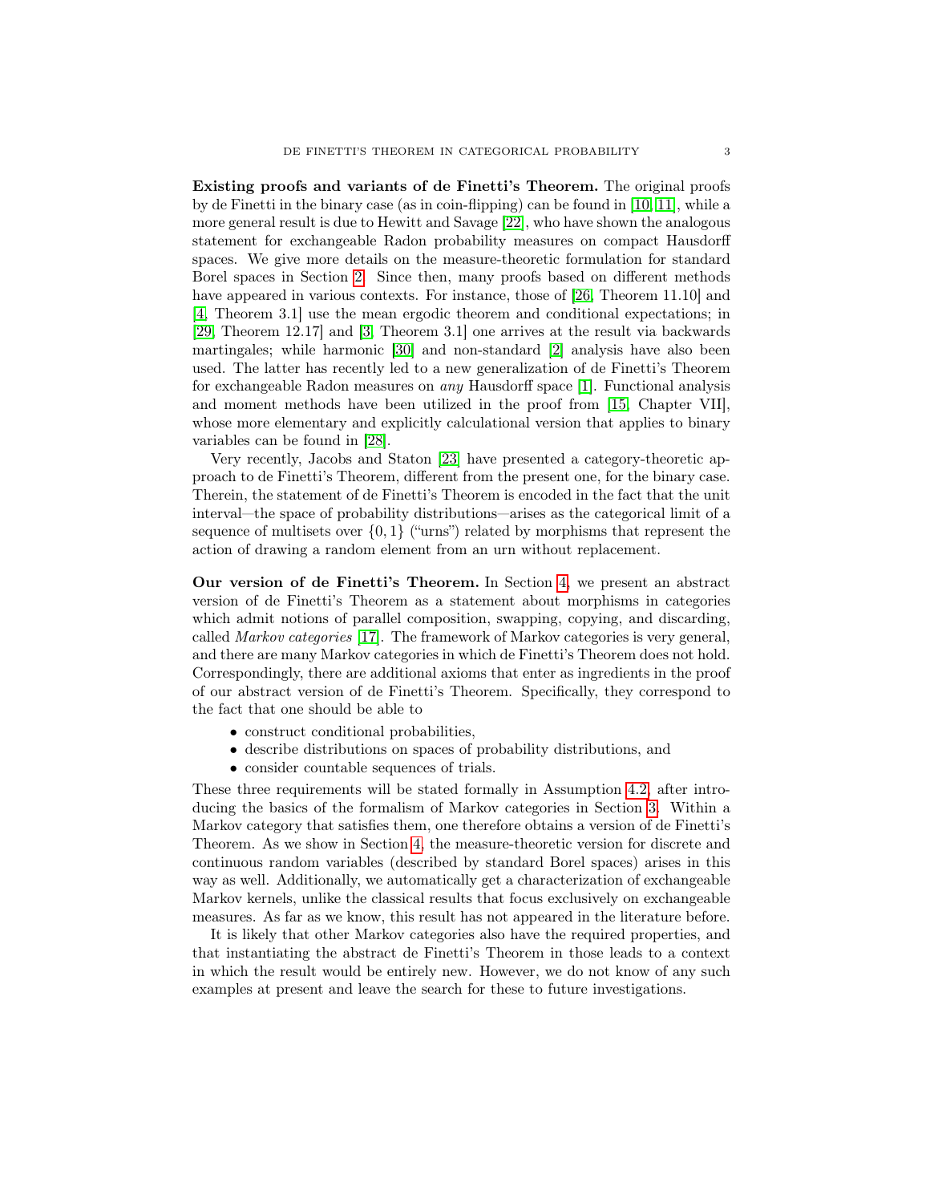**Existing proofs and variants of de Finetti's Theorem.** The original proofs by de Finetti in the binary case (as in coin-flipping) can be found in [10, 11], while a more general result is due to Hewitt and Savage [22], who have shown the analogous statement for exchangeable Radon probability measures on compact Hausdorff spaces. We give more details on the measure-theoretic formulation for standard Borel spaces in Section 2. Since then, many proofs based on different methods have appeared in various contexts. For instance, those of [26, Theorem 11.10] and [4, Theorem 3.1] use the mean ergodic theorem and conditional expectations; in [29, Theorem 12.17] and [3, Theorem 3.1] one arrives at the result via backwards martingales; while harmonic [30] and non-standard [2] analysis have also been used. The latter has recently led to a new generalization of de Finetti's Theorem for exchangeable Radon measures on *any* Hausdorff space [1]. Functional analysis and moment methods have been utilized in the proof from [15, Chapter VII], whose more elementary and explicitly calculational version that applies to binary variables can be found in [28].

Very recently, Jacobs and Staton [23] have presented a category-theoretic approach to de Finetti's Theorem, different from the present one, for the binary case. Therein, the statement of de Finetti's Theorem is encoded in the fact that the unit interval—the space of probability distributions—arises as the categorical limit of a sequence of multisets over $\{0, 1\}$ ("urns") related by morphisms that represent the action of drawing a random element from an urn without replacement.

**Our version of de Finetti's Theorem.** In Section 4, we present an abstract version of de Finetti's Theorem as a statement about morphisms in categories which admit notions of parallel composition, swapping, copying, and discarding, called *Markov categories* [17]. The framework of Markov categories is very general, and there are many Markov categories in which de Finetti's Theorem does not hold. Correspondingly, there are additional axioms that enter as ingredients in the proof of our abstract version of de Finetti's Theorem. Specifically, they correspond to the fact that one should be able to

- construct conditional probabilities,
- describe distributions on spaces of probability distributions, and
- consider countable sequences of trials.

These three requirements will be stated formally in Assumption 4.2, after introducing the basics of the formalism of Markov categories in Section 3. Within a Markov category that satisfies them, one therefore obtains a version of de Finetti's Theorem. As we show in Section 4, the measure-theoretic version for discrete and continuous random variables (described by standard Borel spaces) arises in this way as well. Additionally, we automatically get a characterization of exchangeable Markov kernels, unlike the classical results that focus exclusively on exchangeable measures. As far as we know, this result has not appeared in the literature before.

It is likely that other Markov categories also have the required properties, and that instantiating the abstract de Finetti's Theorem in those leads to a context in which the result would be entirely new. However, we do not know of any such examples at present and leave the search for these to future investigations.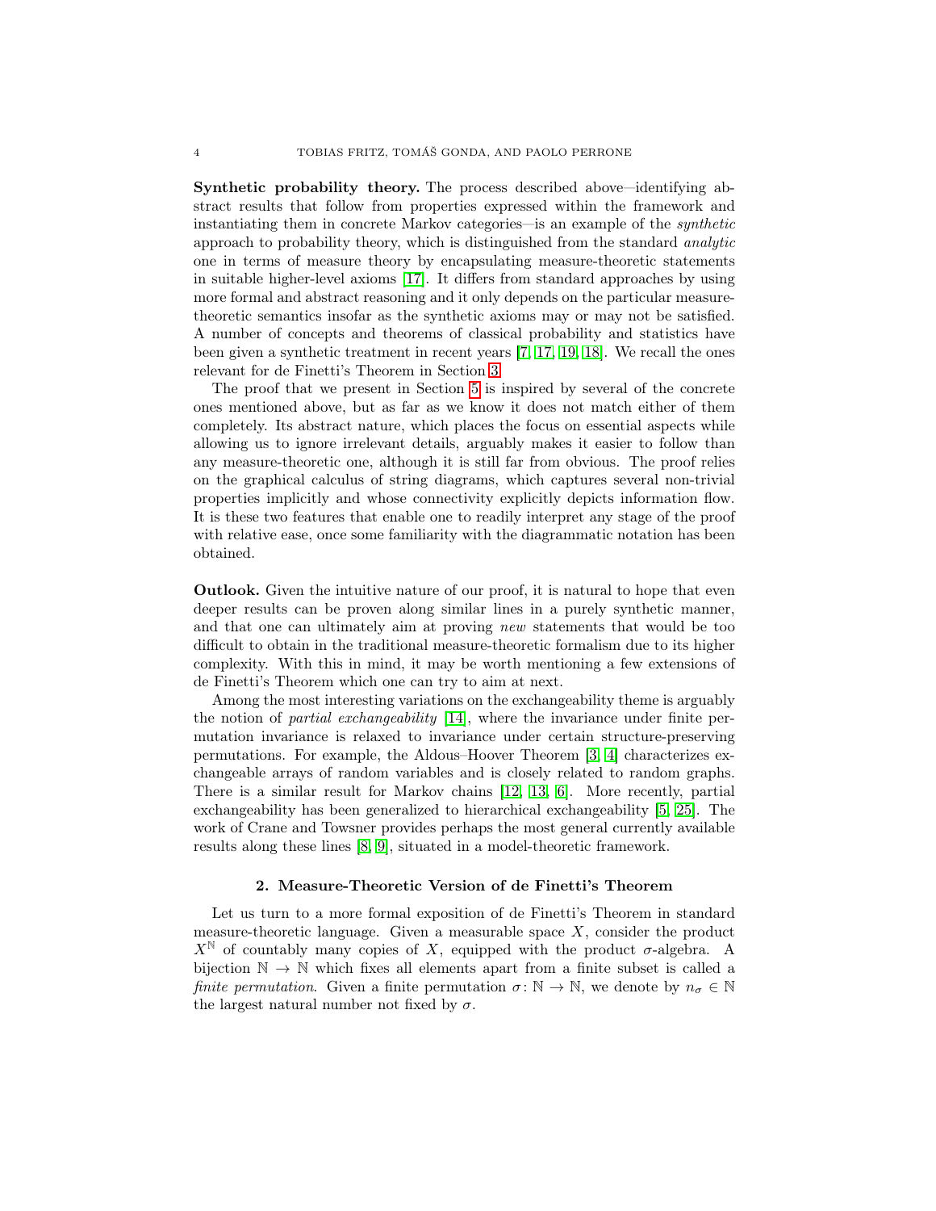**Synthetic probability theory.** The process described above—identifying abstract results that follow from properties expressed within the framework and instantiating them in concrete Markov categories—is an example of the *synthetic* approach to probability theory, which is distinguished from the standard *analytic* one in terms of measure theory by encapsulating measure-theoretic statements in suitable higher-level axioms [17]. It differs from standard approaches by using more formal and abstract reasoning and it only depends on the particular measure-theoretic semantics insofar as the synthetic axioms may or may not be satisfied. A number of concepts and theorems of classical probability and statistics have been given a synthetic treatment in recent years [7, 17, 19, 18]. We recall the ones relevant for de Finetti's Theorem in Section 3.

The proof that we present in Section 5 is inspired by several of the concrete ones mentioned above, but as far as we know it does not match either of them completely. Its abstract nature, which places the focus on essential aspects while allowing us to ignore irrelevant details, arguably makes it easier to follow than any measure-theoretic one, although it is still far from obvious. The proof relies on the graphical calculus of string diagrams, which captures several non-trivial properties implicitly and whose connectivity explicitly depicts information flow. It is these two features that enable one to readily interpret any stage of the proof with relative ease, once some familiarity with the diagrammatic notation has been obtained.

**Outlook.** Given the intuitive nature of our proof, it is natural to hope that even deeper results can be proven along similar lines in a purely synthetic manner, and that one can ultimately aim at proving *new* statements that would be too difficult to obtain in the traditional measure-theoretic formalism due to its higher complexity. With this in mind, it may be worth mentioning a few extensions of de Finetti's Theorem which one can try to aim at next.

Among the most interesting variations on the exchangeability theme is arguably the notion of *partial exchangeability* [14], where the invariance under finite permutation invariance is relaxed to invariance under certain structure-preserving permutations. For example, the Aldous–Hoover Theorem [3, 4] characterizes exchangeable arrays of random variables and is closely related to random graphs. There is a similar result for Markov chains [12, 13, 6]. More recently, partial exchangeability has been generalized to hierarchical exchangeability [5, 25]. The work of Crane and Towsner provides perhaps the most general currently available results along these lines [8, 9], situated in a model-theoretic framework.

## 2. Measure-Theoretic Version of de Finetti's Theorem

Let us turn to a more formal exposition of de Finetti's Theorem in standard measure-theoretic language. Given a measurable space $X$, consider the product $X^{\mathbb{N}}$ of countably many copies of $X$, equipped with the product $\sigma$-algebra. A bijection $\mathbb{N} \to \mathbb{N}$ which fixes all elements apart from a finite subset is called a *finite permutation*. Given a finite permutation $\sigma\colon \mathbb{N} \to \mathbb{N}$, we denote by $n_\sigma \in \mathbb{N}$ the largest natural number not fixed by $\sigma$.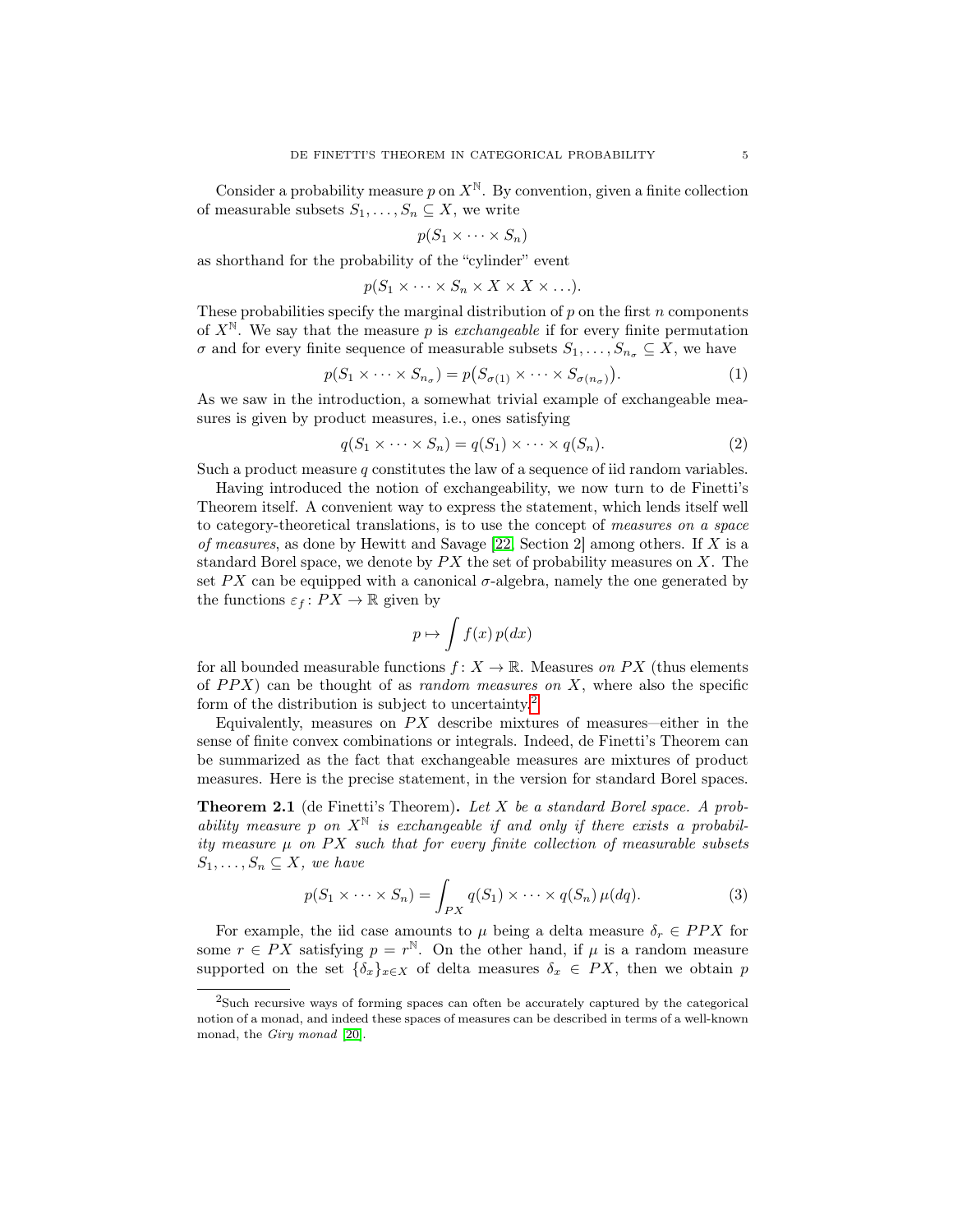Consider a probability measure $p$ on $X^{\mathbb{N}}$. By convention, given a finite collection of measurable subsets $S_1, \dots, S_n \subseteq X$, we write

$$p(S_1 \times \cdots \times S_n)$$

as shorthand for the probability of the "cylinder" event

$$p(S_1 \times \cdots \times S_n \times X \times X \times \dots).$$

These probabilities specify the marginal distribution of $p$ on the first $n$ components of $X^{\mathbb{N}}$. We say that the measure $p$ is *exchangeable* if for every finite permutation $\sigma$ and for every finite sequence of measurable subsets $S_1, \dots, S_{n_\sigma} \subseteq X$, we have

$$p(S_1 \times \cdots \times S_{n_\sigma}) = p\big(S_{\sigma(1)} \times \cdots \times S_{\sigma(n_\sigma)}\big). \tag{1}$$

As we saw in the introduction, a somewhat trivial example of exchangeable measures is given by product measures, i.e., ones satisfying

$$q(S_1 \times \cdots \times S_n) = q(S_1) \times \cdots \times q(S_n). \tag{2}$$

Such a product measure $q$ constitutes the law of a sequence of iid random variables.

Having introduced the notion of exchangeability, we now turn to de Finetti's Theorem itself. A convenient way to express the statement, which lends itself well to category-theoretical translations, is to use the concept of *measures on a space of measures*, as done by Hewitt and Savage [22, Section 2] among others. If $X$ is a standard Borel space, we denote by $PX$ the set of probability measures on $X$. The set $PX$ can be equipped with a canonical $\sigma$-algebra, namely the one generated by the functions $\varepsilon_f \colon PX \to \mathbb{R}$ given by

$$p \mapsto \int f(x)\, p(dx)$$

for all bounded measurable functions $f \colon X \to \mathbb{R}$. Measures *on* $PX$ (thus elements of $PPX$) can be thought of as *random measures on* $X$, where also the specific form of the distribution is subject to uncertainty.[2]

Equivalently, measures on $PX$ describe mixtures of measures—either in the sense of finite convex combinations or integrals. Indeed, de Finetti's Theorem can be summarized as the fact that exchangeable measures are mixtures of product measures. Here is the precise statement, in the version for standard Borel spaces.

**Theorem 2.1** (de Finetti's Theorem)**.** *Let $X$ be a standard Borel space. A probability measure $p$ on $X^{\mathbb{N}}$ is exchangeable if and only if there exists a probability measure $\mu$ on $PX$ such that for every finite collection of measurable subsets $S_1, \dots, S_n \subseteq X$, we have*

$$p(S_1 \times \cdots \times S_n) = \int_{PX} q(S_1) \times \cdots \times q(S_n)\, \mu(dq). \tag{3}$$

For example, the iid case amounts to $\mu$ being a delta measure $\delta_r \in PPX$ for some $r \in PX$ satisfying $p = r^{\mathbb{N}}$. On the other hand, if $\mu$ is a random measure supported on the set $\{\delta_x\}_{x \in X}$ of delta measures $\delta_x \in PX$, then we obtain $p$

[2] Such recursive ways of forming spaces can often be accurately captured by the categorical notion of a monad, and indeed these spaces of measures can be described in terms of a well-known monad, the *Giry monad* [20].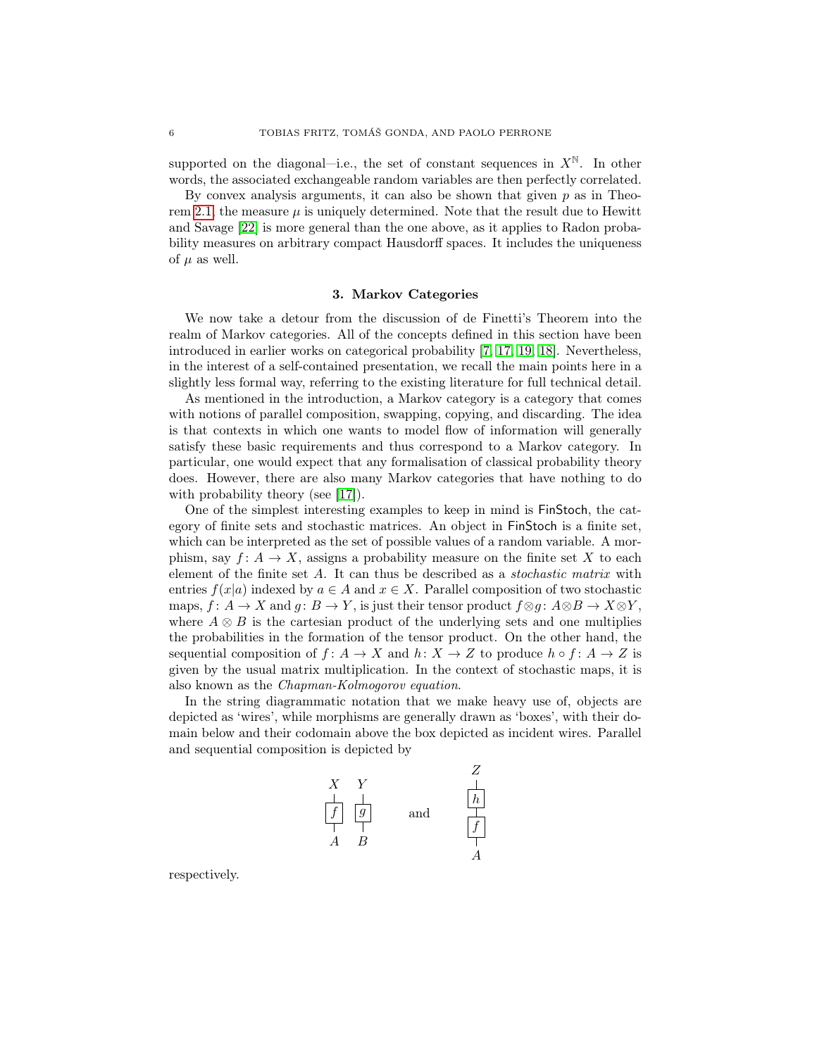supported on the diagonal—i.e., the set of constant sequences in $X^{\mathbb{N}}$. In other words, the associated exchangeable random variables are then perfectly correlated.

By convex analysis arguments, it can also be shown that given $p$ as in Theorem 2.1, the measure $\mu$ is uniquely determined. Note that the result due to Hewitt and Savage [22] is more general than the one above, as it applies to Radon probability measures on arbitrary compact Hausdorff spaces. It includes the uniqueness of $\mu$ as well.

## 3. Markov Categories

We now take a detour from the discussion of de Finetti's Theorem into the realm of Markov categories. All of the concepts defined in this section have been introduced in earlier works on categorical probability [7, 17, 19, 18]. Nevertheless, in the interest of a self-contained presentation, we recall the main points here in a slightly less formal way, referring to the existing literature for full technical detail.

As mentioned in the introduction, a Markov category is a category that comes with notions of parallel composition, swapping, copying, and discarding. The idea is that contexts in which one wants to model flow of information will generally satisfy these basic requirements and thus correspond to a Markov category. In particular, one would expect that any formalisation of classical probability theory does. However, there are also many Markov categories that have nothing to do with probability theory (see [17]).

One of the simplest interesting examples to keep in mind is FinStoch, the category of finite sets and stochastic matrices. An object in FinStoch is a finite set, which can be interpreted as the set of possible values of a random variable. A morphism, say $f\colon A \to X$, assigns a probability measure on the finite set $X$ to each element of the finite set $A$. It can thus be described as a *stochastic matrix* with entries $f(x|a)$ indexed by $a \in A$ and $x \in X$. Parallel composition of two stochastic maps, $f\colon A \to X$ and $g\colon B \to Y$, is just their tensor product $f \otimes g\colon A \otimes B \to X \otimes Y$, where $A \otimes B$ is the cartesian product of the underlying sets and one multiplies the probabilities in the formation of the tensor product. On the other hand, the sequential composition of $f\colon A \to X$ and $h\colon X \to Z$ to produce $h \circ f\colon A \to Z$ is given by the usual matrix multiplication. In the context of stochastic maps, it is also known as the *Chapman-Kolmogorov equation*.

In the string diagrammatic notation that we make heavy use of, objects are depicted as 'wires', while morphisms are generally drawn as 'boxes', with their domain below and their codomain above the box depicted as incident wires. Parallel and sequential composition is depicted by

$$
\begin{array}{cc} X & Y \\ | & | \\ \boxed{f} & \boxed{g} \\ | & | \\ A & B \end{array}
\qquad \text{and} \qquad
\begin{array}{c} Z \\ | \\ \boxed{h} \\ | \\ \boxed{f} \\ | \\ A \end{array}
$$

respectively.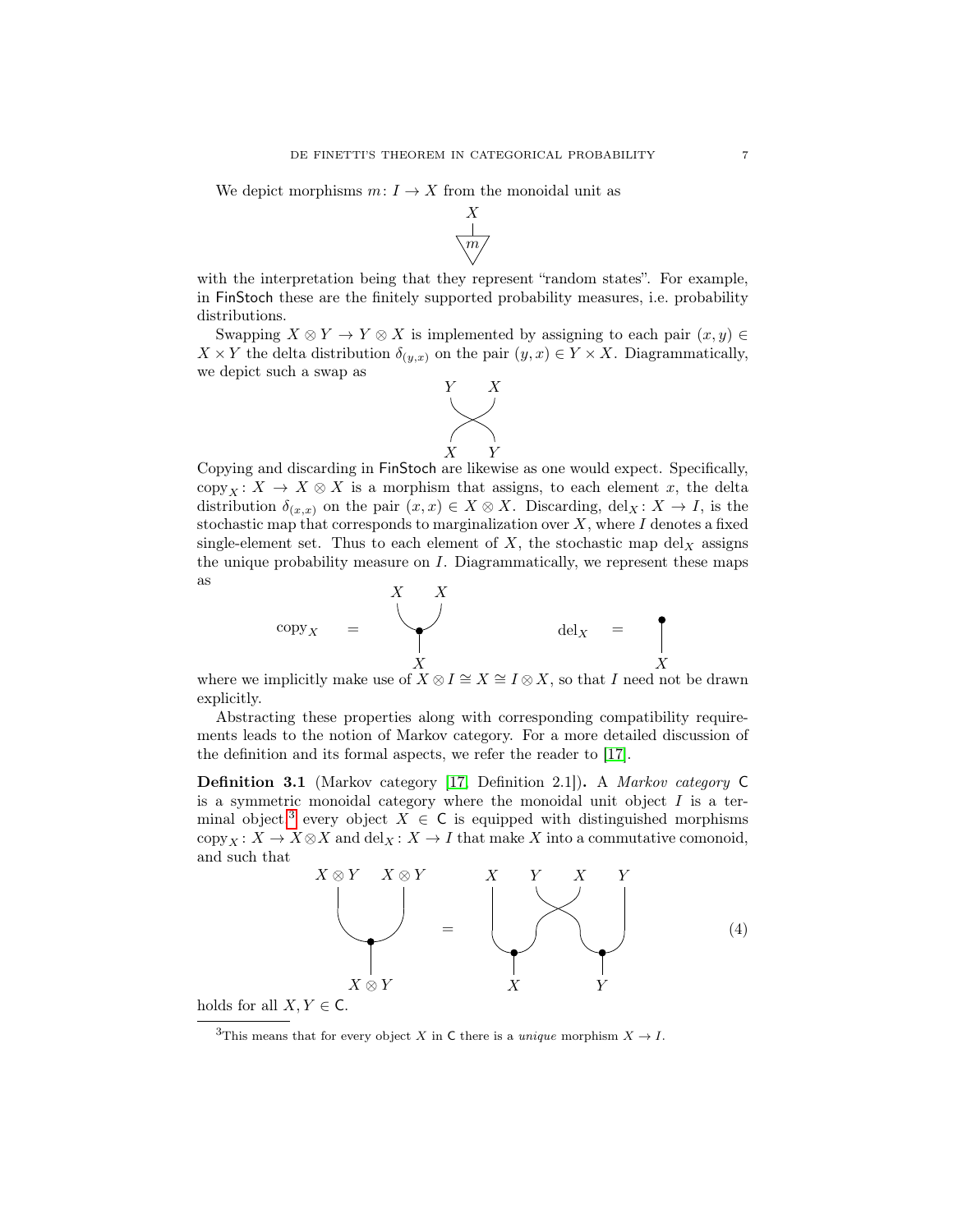We depict morphisms $m\colon I \to X$ from the monoidal unit as

with the interpretation being that they represent "random states". For example, in FinStoch these are the finitely supported probability measures, i.e. probability distributions.

Swapping $X \otimes Y \to Y \otimes X$ is implemented by assigning to each pair $(x, y) \in X \times Y$ the delta distribution $\delta_{(y,x)}$ on the pair $(y, x) \in Y \times X$. Diagrammatically, we depict such a swap as

Copying and discarding in FinStoch are likewise as one would expect. Specifically, $\mathrm{copy}_X\colon X \to X \otimes X$ is a morphism that assigns, to each element $x$, the delta distribution $\delta_{(x,x)}$ on the pair $(x, x) \in X \otimes X$. Discarding, $\mathrm{del}_X\colon X \to I$, is the stochastic map that corresponds to marginalization over $X$, where $I$ denotes a fixed single-element set. Thus to each element of $X$, the stochastic map $\mathrm{del}_X$ assigns the unique probability measure on $I$. Diagrammatically, we represent these maps as

$$\mathrm{copy}_X \quad = \qquad\qquad \mathrm{del}_X \quad =$$

where we implicitly make use of $X \otimes I \cong X \cong I \otimes X$, so that $I$ need not be drawn explicitly.

Abstracting these properties along with corresponding compatibility requirements leads to the notion of Markov category. For a more detailed discussion of the definition and its formal aspects, we refer the reader to [17].

**Definition 3.1** (Markov category [17, Definition 2.1])**.** A *Markov category* $\mathsf{C}$ is a symmetric monoidal category where the monoidal unit object $I$ is a terminal object,[3] every object $X \in \mathsf{C}$ is equipped with distinguished morphisms $\mathrm{copy}_X\colon X \to X \otimes X$ and $\mathrm{del}_X\colon X \to I$ that make $X$ into a commutative comonoid, and such that

$$(4)$$

holds for all $X, Y \in \mathsf{C}$.

[3] This means that for every object $X$ in $\mathsf{C}$ there is a *unique* morphism $X \to I$.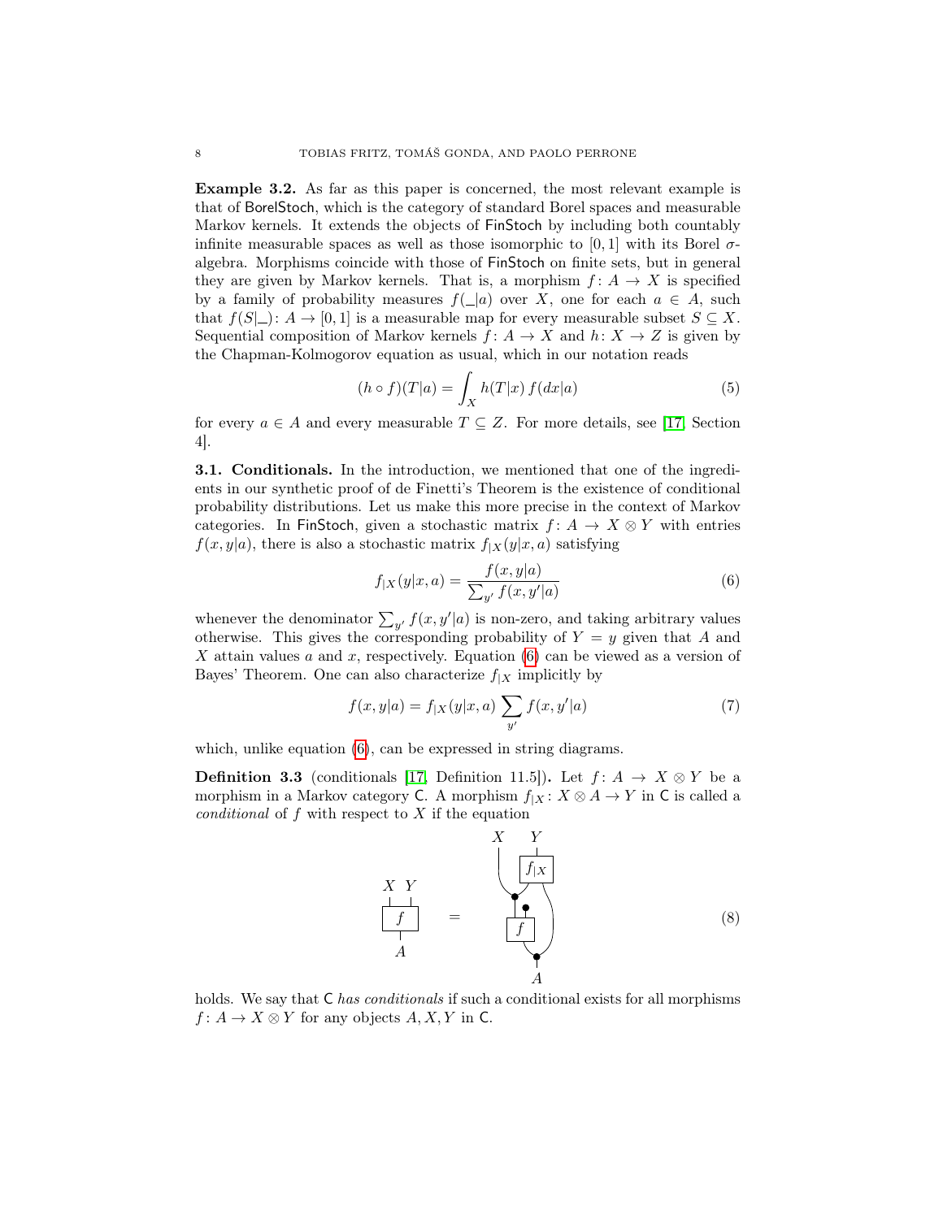**Example 3.2.** As far as this paper is concerned, the most relevant example is that of $\mathsf{BorelStoch}$, which is the category of standard Borel spaces and measurable Markov kernels. It extends the objects of $\mathsf{FinStoch}$ by including both countably infinite measurable spaces as well as those isomorphic to $[0,1]$ with its Borel $\sigma$-algebra. Morphisms coincide with those of $\mathsf{FinStoch}$ on finite sets, but in general they are given by Markov kernels. That is, a morphism $f\colon A \to X$ is specified by a family of probability measures $f(\_|a)$ over $X$, one for each $a \in A$, such that $f(S|\_)\colon A \to [0,1]$ is a measurable map for every measurable subset $S \subseteq X$. Sequential composition of Markov kernels $f\colon A \to X$ and $h\colon X \to Z$ is given by the Chapman-Kolmogorov equation as usual, which in our notation reads

$$(h \circ f)(T|a) = \int_X h(T|x)\, f(dx|a) \tag{5}$$

for every $a \in A$ and every measurable $T \subseteq Z$. For more details, see [17, Section 4].

**3.1. Conditionals.** In the introduction, we mentioned that one of the ingredients in our synthetic proof of de Finetti's Theorem is the existence of conditional probability distributions. Let us make this more precise in the context of Markov categories. In $\mathsf{FinStoch}$, given a stochastic matrix $f\colon A \to X \otimes Y$ with entries $f(x,y|a)$, there is also a stochastic matrix $f_{|X}(y|x,a)$ satisfying

$$f_{|X}(y|x,a) = \frac{f(x,y|a)}{\sum_{y'} f(x,y'|a)} \tag{6}$$

whenever the denominator $\sum_{y'} f(x,y'|a)$ is non-zero, and taking arbitrary values otherwise. This gives the corresponding probability of $Y = y$ given that $A$ and $X$ attain values $a$ and $x$, respectively. Equation (6) can be viewed as a version of Bayes' Theorem. One can also characterize $f_{|X}$ implicitly by

$$f(x,y|a) = f_{|X}(y|x,a) \sum_{y'} f(x,y'|a) \tag{7}$$

which, unlike equation (6), can be expressed in string diagrams.

**Definition 3.3** (conditionals [17, Definition 11.5])**.** Let $f\colon A \to X \otimes Y$ be a morphism in a Markov category $\mathsf{C}$. A morphism $f_{|X}\colon X \otimes A \to Y$ in $\mathsf{C}$ is called a *conditional* of $f$ with respect to $X$ if the equation

$$(8)$$

holds. We say that $\mathsf{C}$ *has conditionals* if such a conditional exists for all morphisms $f\colon A \to X \otimes Y$ for any objects $A, X, Y$ in $\mathsf{C}$.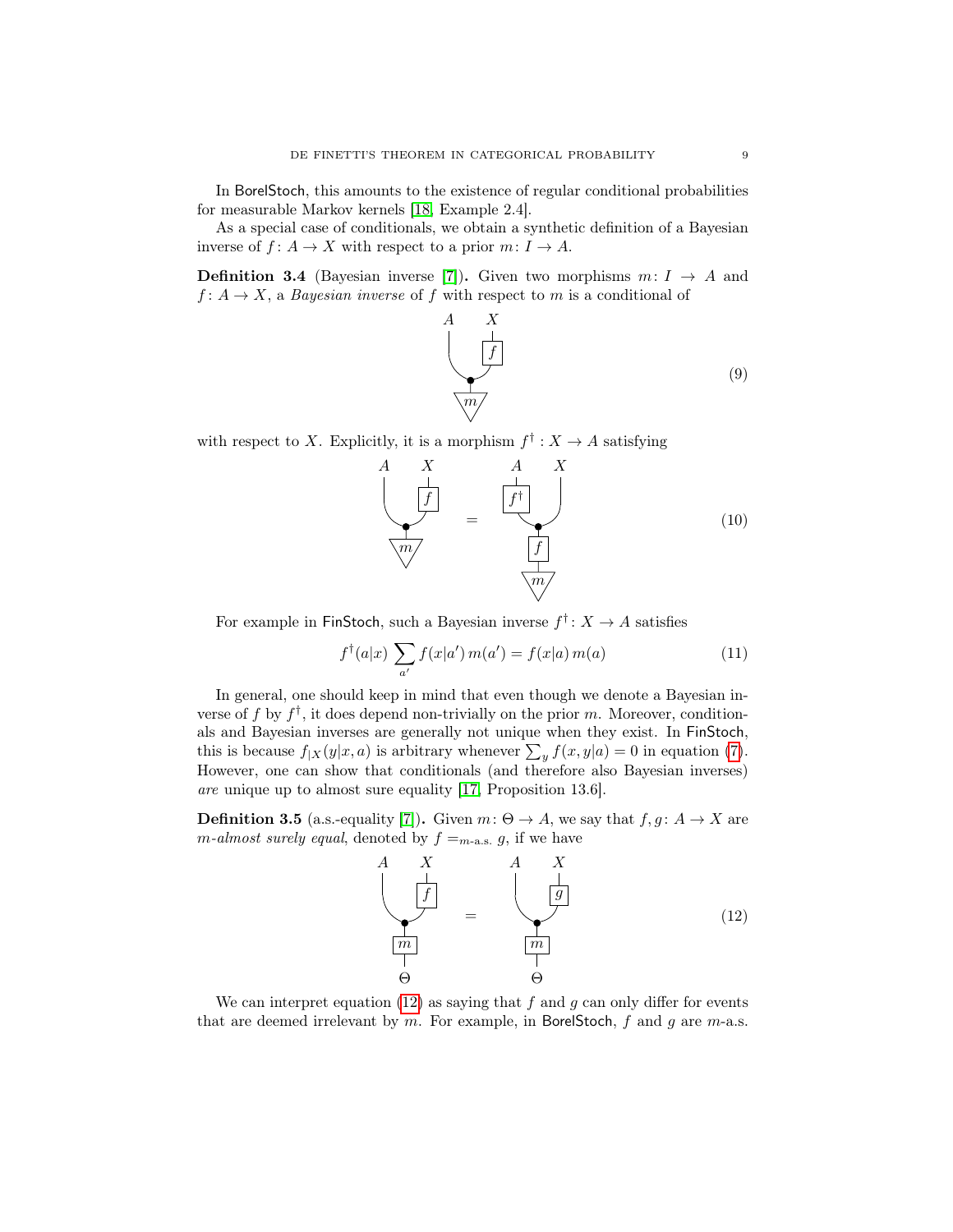In BorelStoch, this amounts to the existence of regular conditional probabilities for measurable Markov kernels [18, Example 2.4].

As a special case of conditionals, we obtain a synthetic definition of a Bayesian inverse of $f\colon A \to X$ with respect to a prior $m\colon I \to A$.

**Definition 3.4** (Bayesian inverse [7])**.** Given two morphisms $m\colon I \to A$ and $f\colon A \to X$, a *Bayesian inverse* of $f$ with respect to $m$ is a conditional of

(9)

with respect to $X$. Explicitly, it is a morphism $f^\dagger : X \to A$ satisfying

(10)

For example in FinStoch, such a Bayesian inverse $f^\dagger\colon X \to A$ satisfies

$$f^\dagger(a|x) \sum_{a'} f(x|a')\, m(a') = f(x|a)\, m(a) \tag{11}$$

In general, one should keep in mind that even though we denote a Bayesian inverse of $f$ by $f^\dagger$, it does depend non-trivially on the prior $m$. Moreover, conditionals and Bayesian inverses are generally not unique when they exist. In FinStoch, this is because $f_{|X}(y|x,a)$ is arbitrary whenever $\sum_y f(x,y|a) = 0$ in equation (7). However, one can show that conditionals (and therefore also Bayesian inverses) *are* unique up to almost sure equality [17, Proposition 13.6].

**Definition 3.5** (a.s.-equality [7])**.** Given $m\colon \Theta \to A$, we say that $f, g\colon A \to X$ are *$m$-almost surely equal*, denoted by $f =_{m\text{-a.s.}} g$, if we have

(12)

We can interpret equation (12) as saying that $f$ and $g$ can only differ for events that are deemed irrelevant by $m$. For example, in BorelStoch, $f$ and $g$ are $m$-a.s.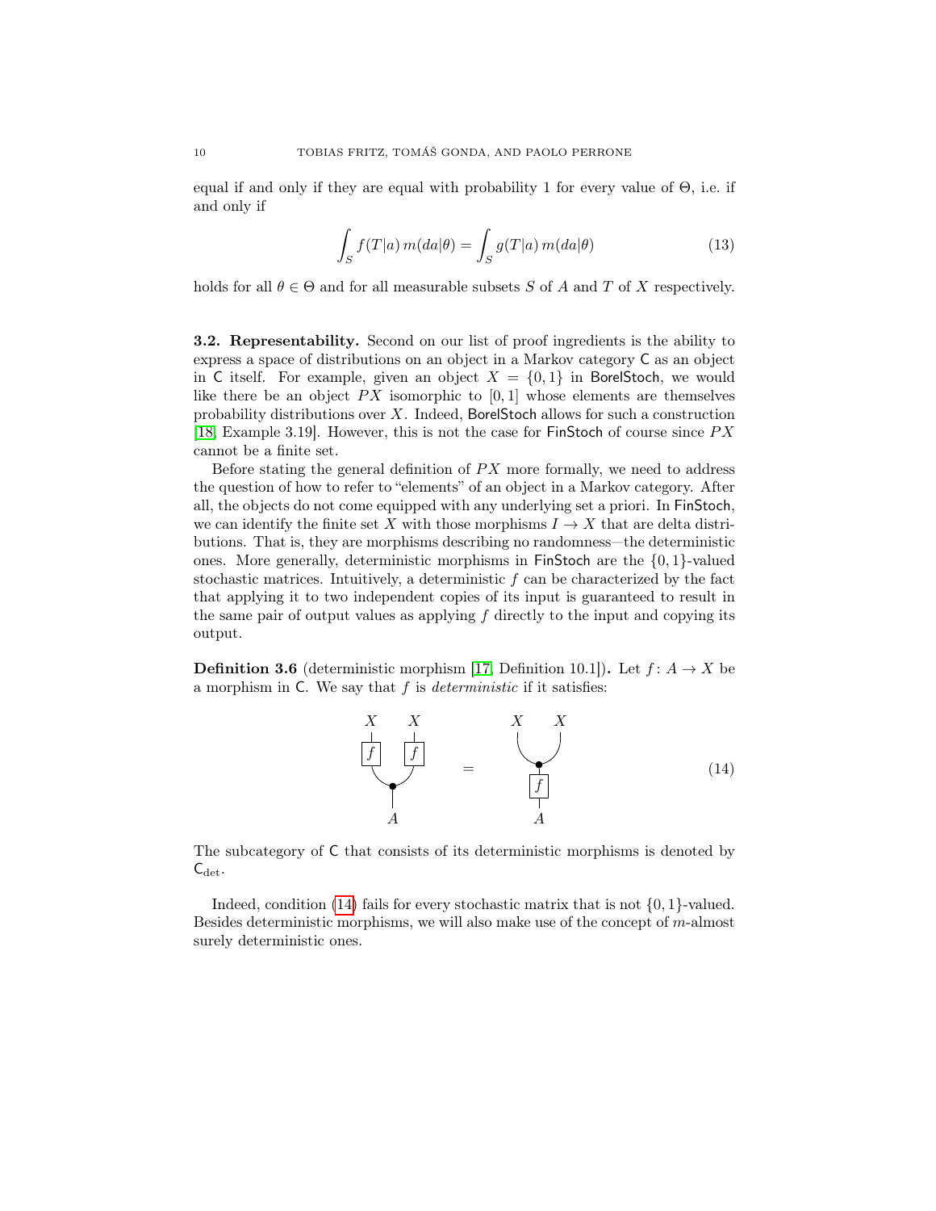equal if and only if they are equal with probability 1 for every value of $\Theta$, i.e. if and only if

$$\int_S f(T|a)\, m(da|\theta) = \int_S g(T|a)\, m(da|\theta) \tag{13}$$

holds for all $\theta \in \Theta$ and for all measurable subsets $S$ of $A$ and $T$ of $X$ respectively.

**3.2. Representability.** Second on our list of proof ingredients is the ability to express a space of distributions on an object in a Markov category $\mathsf{C}$ as an object in $\mathsf{C}$ itself. For example, given an object $X = \{0, 1\}$ in $\mathsf{BorelStoch}$, we would like there be an object $PX$ isomorphic to $[0, 1]$ whose elements are themselves probability distributions over $X$. Indeed, $\mathsf{BorelStoch}$ allows for such a construction [18, Example 3.19]. However, this is not the case for $\mathsf{FinStoch}$ of course since $PX$ cannot be a finite set.

Before stating the general definition of $PX$ more formally, we need to address the question of how to refer to "elements" of an object in a Markov category. After all, the objects do not come equipped with any underlying set a priori. In $\mathsf{FinStoch}$, we can identify the finite set $X$ with those morphisms $I \to X$ that are delta distributions. That is, they are morphisms describing no randomness—the deterministic ones. More generally, deterministic morphisms in $\mathsf{FinStoch}$ are the $\{0, 1\}$-valued stochastic matrices. Intuitively, a deterministic $f$ can be characterized by the fact that applying it to two independent copies of its input is guaranteed to result in the same pair of output values as applying $f$ directly to the input and copying its output.

**Definition 3.6** (deterministic morphism [17, Definition 10.1]). Let $f : A \to X$ be a morphism in $\mathsf{C}$. We say that $f$ is *deterministic* if it satisfies:

$$\text{(string diagram: } A \text{ copied, then } f \text{ applied to each copy, outputs } X, X) \;=\; \text{(string diagram: } f \text{ applied to } A, \text{ then output copied into } X, X) \tag{14}$$

The subcategory of $\mathsf{C}$ that consists of its deterministic morphisms is denoted by $\mathsf{C}_{\text{det}}$.

Indeed, condition (14) fails for every stochastic matrix that is not $\{0, 1\}$-valued. Besides deterministic morphisms, we will also make use of the concept of $m$-almost surely deterministic ones.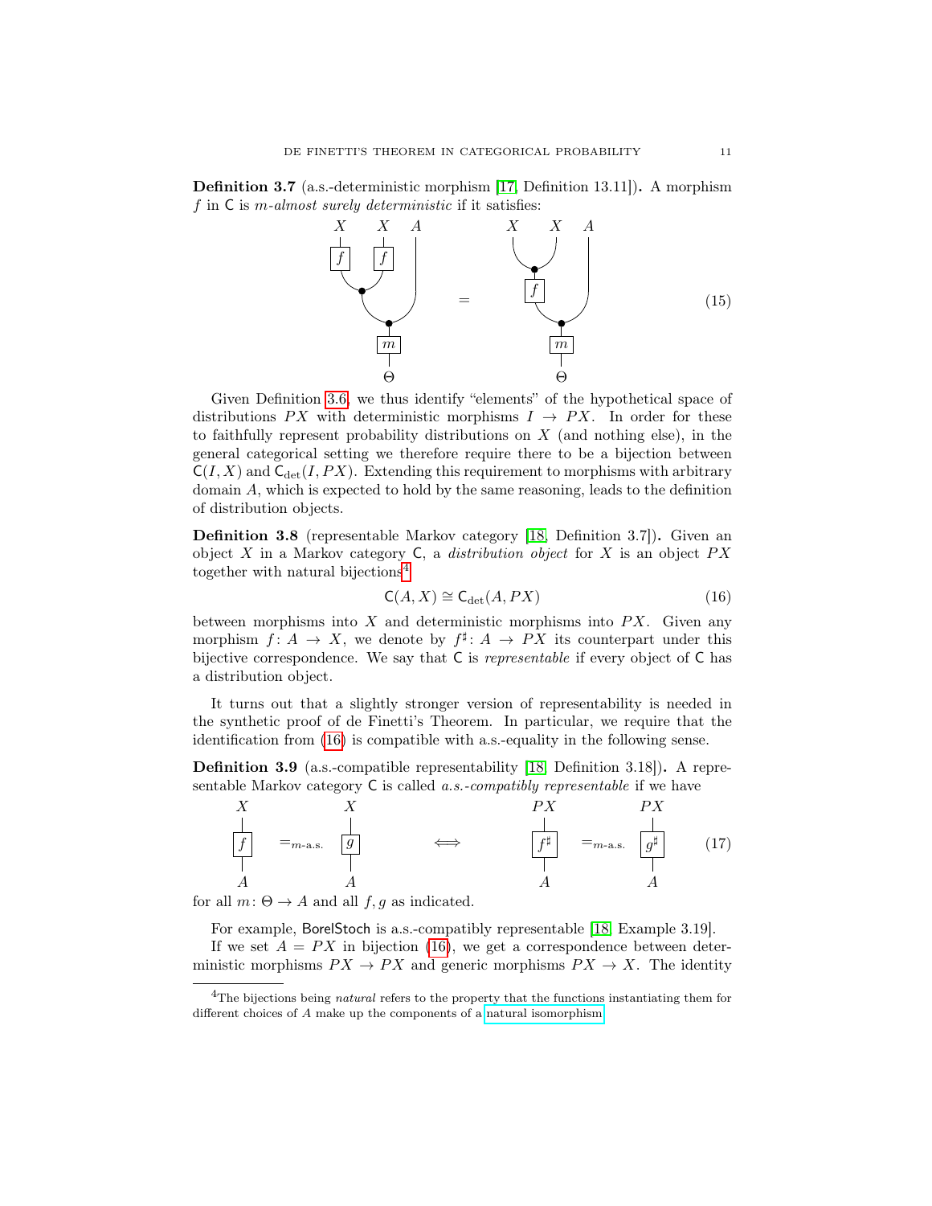**Definition 3.7** (a.s.-deterministic morphism [17, Definition 13.11])**.** A morphism $f$ in $\mathsf{C}$ is *$m$-almost surely deterministic* if it satisfies:

$$\text{(string diagram: } m \text{ followed by copy to } A \text{ and a wire that is copied, each copy passing through } f \text{, outputs } X, X, A\text{)} \quad = \quad \text{(string diagram: } m \text{ followed by copy to } A \text{ and } f\text{, whose output } X \text{ is copied, outputs } X, X, A\text{)} \tag{15}$$

Given Definition 3.6, we thus identify "elements" of the hypothetical space of distributions $PX$ with deterministic morphisms $I \to PX$. In order for these to faithfully represent probability distributions on $X$ (and nothing else), in the general categorical setting we therefore require there to be a bijection between $\mathsf{C}(I, X)$ and $\mathsf{C}_{\mathrm{det}}(I, PX)$. Extending this requirement to morphisms with arbitrary domain $A$, which is expected to hold by the same reasoning, leads to the definition of distribution objects.

**Definition 3.8** (representable Markov category [18, Definition 3.7])**.** Given an object $X$ in a Markov category $\mathsf{C}$, a *distribution object* for $X$ is an object $PX$ together with natural bijections[4]

$$\mathsf{C}(A, X) \cong \mathsf{C}_{\mathrm{det}}(A, PX) \tag{16}$$

between morphisms into $X$ and deterministic morphisms into $PX$. Given any morphism $f\colon A \to X$, we denote by $f^\sharp\colon A \to PX$ its counterpart under this bijective correspondence. We say that $\mathsf{C}$ is *representable* if every object of $\mathsf{C}$ has a distribution object.

It turns out that a slightly stronger version of representability is needed in the synthetic proof of de Finetti's Theorem. In particular, we require that the identification from (16) is compatible with a.s.-equality in the following sense.

**Definition 3.9** (a.s.-compatible representability [18, Definition 3.18])**.** A representable Markov category $\mathsf{C}$ is called *a.s.-compatibly representable* if we have

$$f =_{m\text{-a.s.}} g \quad \iff \quad f^\sharp =_{m\text{-a.s.}} g^\sharp \tag{17}$$

(with $f, g\colon A \to X$ and $f^\sharp, g^\sharp\colon A \to PX$) for all $m\colon \Theta \to A$ and all $f, g$ as indicated.

For example, $\mathsf{BorelStoch}$ is a.s.-compatibly representable [18, Example 3.19].

If we set $A = PX$ in bijection (16), we get a correspondence between deterministic morphisms $PX \to PX$ and generic morphisms $PX \to X$. The identity

---

[4] The bijections being *natural* refers to the property that the functions instantiating them for different choices of $A$ make up the components of a natural isomorphism.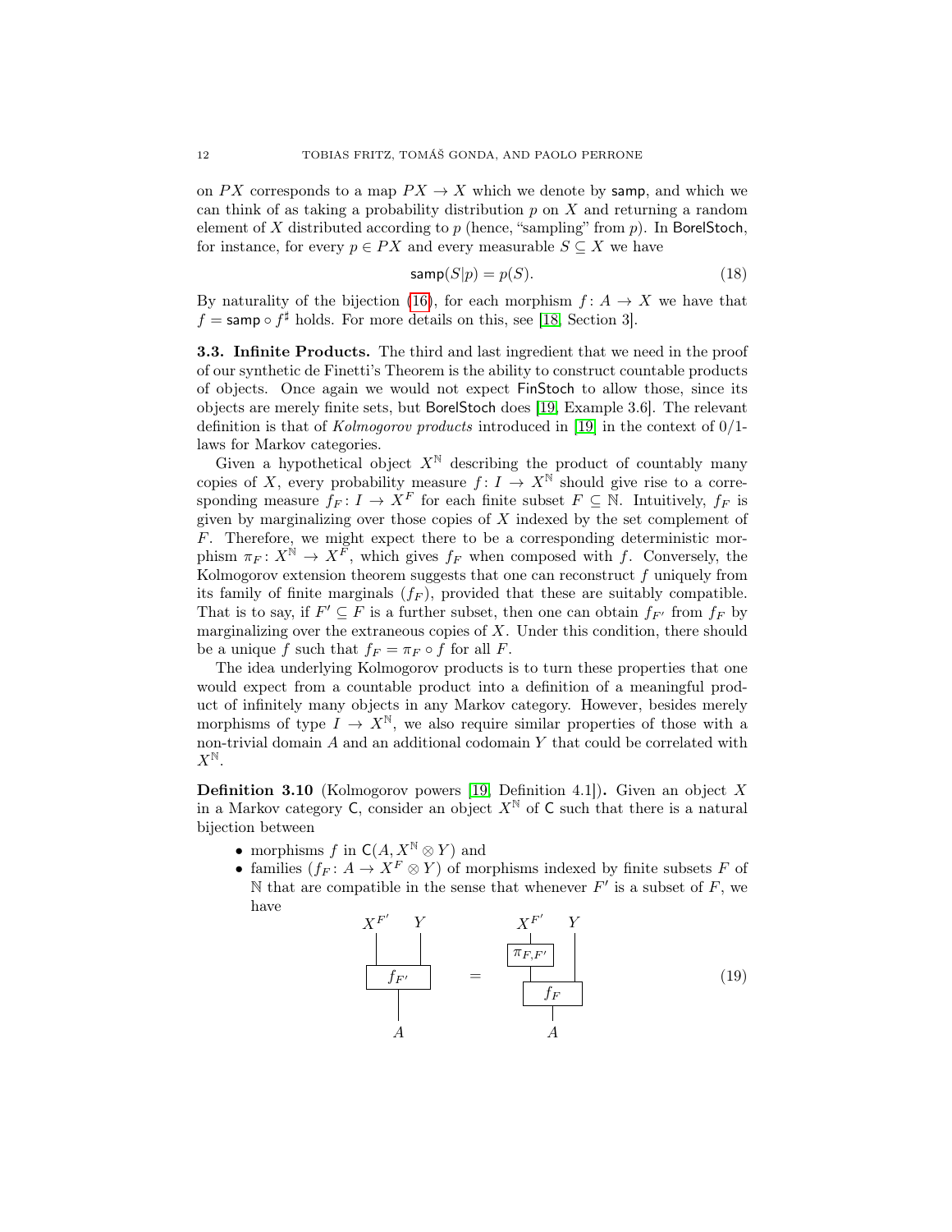on $PX$ corresponds to a map $PX \to X$ which we denote by $\mathsf{samp}$, and which we can think of as taking a probability distribution $p$ on $X$ and returning a random element of $X$ distributed according to $p$ (hence, "sampling" from $p$). In $\mathsf{BorelStoch}$, for instance, for every $p \in PX$ and every measurable $S \subseteq X$ we have

$$\mathsf{samp}(S|p) = p(S). \tag{18}$$

By naturality of the bijection (16), for each morphism $f \colon A \to X$ we have that $f = \mathsf{samp} \circ f^\sharp$ holds. For more details on this, see [18, Section 3].

**3.3. Infinite Products.** The third and last ingredient that we need in the proof of our synthetic de Finetti's Theorem is the ability to construct countable products of objects. Once again we would not expect $\mathsf{FinStoch}$ to allow those, since its objects are merely finite sets, but $\mathsf{BorelStoch}$ does [19, Example 3.6]. The relevant definition is that of *Kolmogorov products* introduced in [19] in the context of 0/1-laws for Markov categories.

Given a hypothetical object $X^{\mathbb{N}}$ describing the product of countably many copies of $X$, every probability measure $f \colon I \to X^{\mathbb{N}}$ should give rise to a corresponding measure $f_F \colon I \to X^F$ for each finite subset $F \subseteq \mathbb{N}$. Intuitively, $f_F$ is given by marginalizing over those copies of $X$ indexed by the set complement of $F$. Therefore, we might expect there to be a corresponding deterministic morphism $\pi_F \colon X^{\mathbb{N}} \to X^F$, which gives $f_F$ when composed with $f$. Conversely, the Kolmogorov extension theorem suggests that one can reconstruct $f$ uniquely from its family of finite marginals $(f_F)$, provided that these are suitably compatible. That is to say, if $F' \subseteq F$ is a further subset, then one can obtain $f_{F'}$ from $f_F$ by marginalizing over the extraneous copies of $X$. Under this condition, there should be a unique $f$ such that $f_F = \pi_F \circ f$ for all $F$.

The idea underlying Kolmogorov products is to turn these properties that one would expect from a countable product into a definition of a meaningful product of infinitely many objects in any Markov category. However, besides merely morphisms of type $I \to X^{\mathbb{N}}$, we also require similar properties of those with a non-trivial domain $A$ and an additional codomain $Y$ that could be correlated with $X^{\mathbb{N}}$.

**Definition 3.10** (Kolmogorov powers [19, Definition 4.1])**.** Given an object $X$ in a Markov category $\mathsf{C}$, consider an object $X^{\mathbb{N}}$ of $\mathsf{C}$ such that there is a natural bijection between

- morphisms $f$ in $\mathsf{C}(A, X^{\mathbb{N}} \otimes Y)$ and
- families $(f_F \colon A \to X^F \otimes Y)$ of morphisms indexed by finite subsets $F$ of $\mathbb{N}$ that are compatible in the sense that whenever $F'$ is a subset of $F$, we have

$$\text{[string diagram: } f_{F'} \colon A \to X^{F'} \otimes Y \text{]} \quad = \quad \text{[string diagram: } (\pi_{F,F'} \otimes \mathrm{id}_Y) \circ f_F \colon A \to X^{F'} \otimes Y \text{]} \tag{19}$$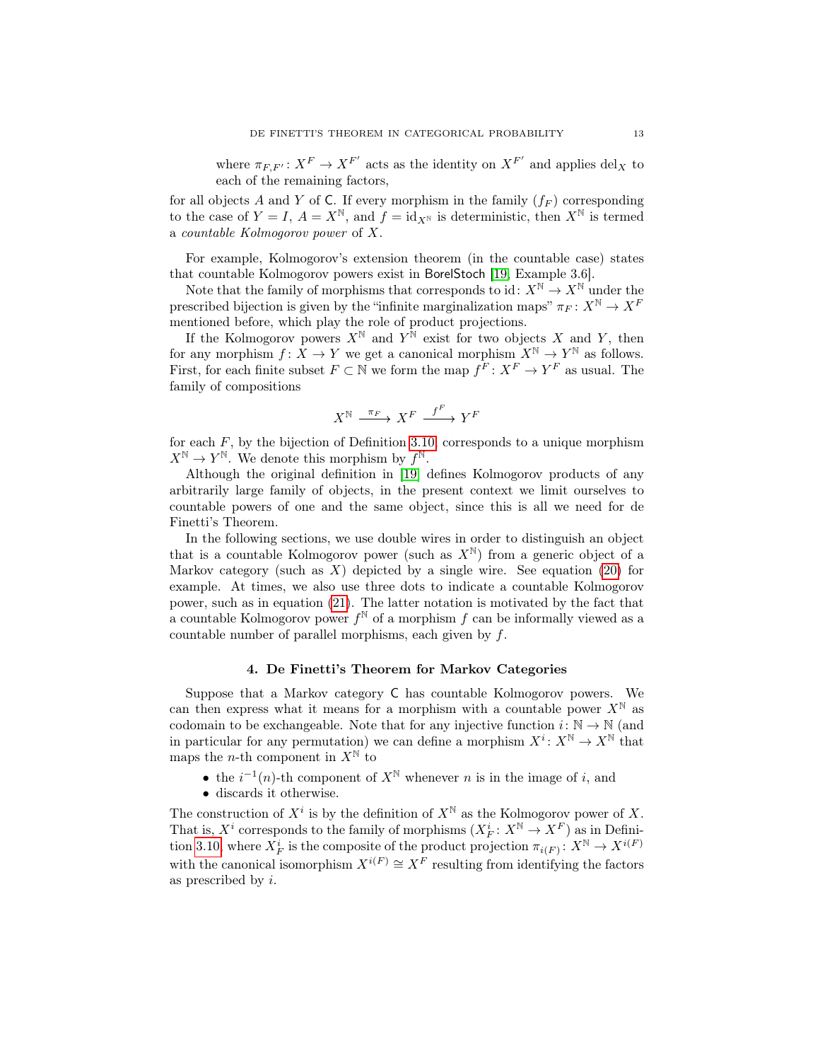where $\pi_{F,F'} \colon X^F \to X^{F'}$ acts as the identity on $X^{F'}$ and applies $\mathrm{del}_X$ to each of the remaining factors,

for all objects $A$ and $Y$ of $\mathsf{C}$. If every morphism in the family $(f_F)$ corresponding to the case of $Y = I$, $A = X^{\mathbb{N}}$, and $f = \mathrm{id}_{X^{\mathbb{N}}}$ is deterministic, then $X^{\mathbb{N}}$ is termed a *countable Kolmogorov power* of $X$.

For example, Kolmogorov's extension theorem (in the countable case) states that countable Kolmogorov powers exist in $\mathsf{BorelStoch}$ [19, Example 3.6].

Note that the family of morphisms that corresponds to $\mathrm{id} \colon X^{\mathbb{N}} \to X^{\mathbb{N}}$ under the prescribed bijection is given by the "infinite marginalization maps" $\pi_F \colon X^{\mathbb{N}} \to X^F$ mentioned before, which play the role of product projections.

If the Kolmogorov powers $X^{\mathbb{N}}$ and $Y^{\mathbb{N}}$ exist for two objects $X$ and $Y$, then for any morphism $f \colon X \to Y$ we get a canonical morphism $X^{\mathbb{N}} \to Y^{\mathbb{N}}$ as follows. First, for each finite subset $F \subset \mathbb{N}$ we form the map $f^F \colon X^F \to Y^F$ as usual. The family of compositions

$$X^{\mathbb{N}} \xrightarrow{\pi_F} X^F \xrightarrow{f^F} Y^F$$

for each $F$, by the bijection of Definition 3.10, corresponds to a unique morphism $X^{\mathbb{N}} \to Y^{\mathbb{N}}$. We denote this morphism by $f^{\mathbb{N}}$.

Although the original definition in [19] defines Kolmogorov products of any arbitrarily large family of objects, in the present context we limit ourselves to countable powers of one and the same object, since this is all we need for de Finetti's Theorem.

In the following sections, we use double wires in order to distinguish an object that is a countable Kolmogorov power (such as $X^{\mathbb{N}}$) from a generic object of a Markov category (such as $X$) depicted by a single wire. See equation (20) for example. At times, we also use three dots to indicate a countable Kolmogorov power, such as in equation (21). The latter notation is motivated by the fact that a countable Kolmogorov power $f^{\mathbb{N}}$ of a morphism $f$ can be informally viewed as a countable number of parallel morphisms, each given by $f$.

## 4. De Finetti's Theorem for Markov Categories

Suppose that a Markov category $\mathsf{C}$ has countable Kolmogorov powers. We can then express what it means for a morphism with a countable power $X^{\mathbb{N}}$ as codomain to be exchangeable. Note that for any injective function $i \colon \mathbb{N} \to \mathbb{N}$ (and in particular for any permutation) we can define a morphism $X^i \colon X^{\mathbb{N}} \to X^{\mathbb{N}}$ that maps the $n$-th component in $X^{\mathbb{N}}$ to

- the $i^{-1}(n)$-th component of $X^{\mathbb{N}}$ whenever $n$ is in the image of $i$, and
- discards it otherwise.

The construction of $X^i$ is by the definition of $X^{\mathbb{N}}$ as the Kolmogorov power of $X$. That is, $X^i$ corresponds to the family of morphisms $(X^i_F \colon X^{\mathbb{N}} \to X^F)$ as in Definition 3.10, where $X^i_F$ is the composite of the product projection $\pi_{i(F)} \colon X^{\mathbb{N}} \to X^{i(F)}$ with the canonical isomorphism $X^{i(F)} \cong X^F$ resulting from identifying the factors as prescribed by $i$.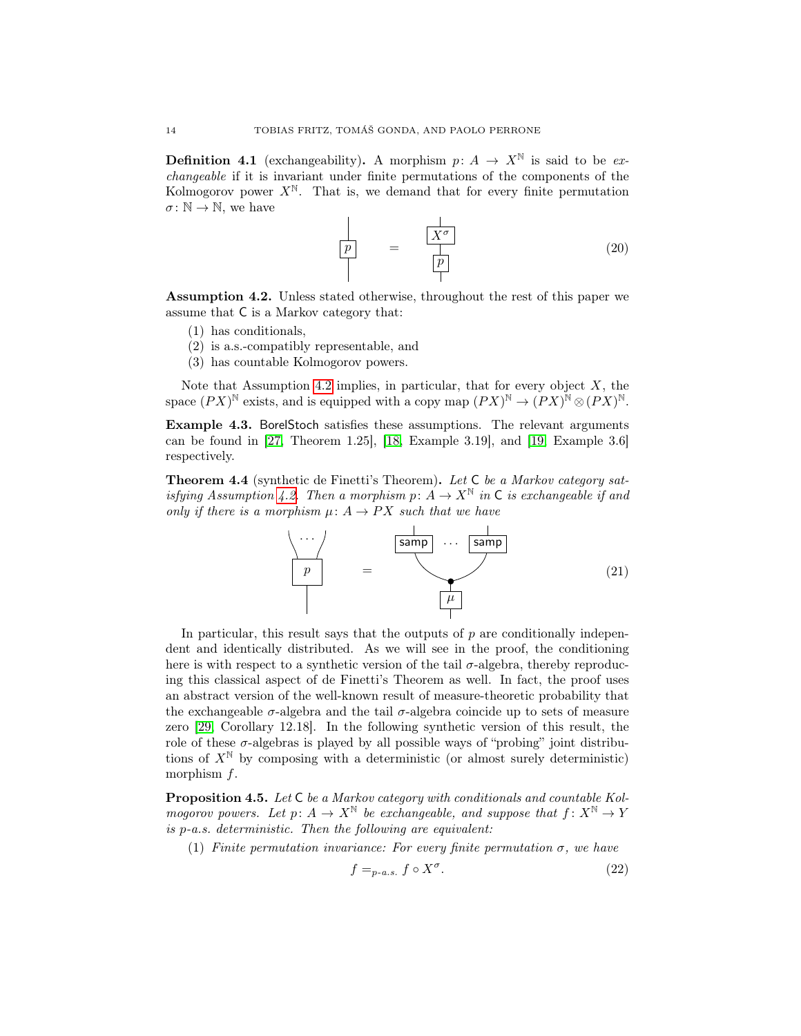**Definition 4.1** (exchangeability)**.** A morphism $p\colon A \to X^{\mathbb{N}}$ is said to be *exchangeable* if it is invariant under finite permutations of the components of the Kolmogorov power $X^{\mathbb{N}}$. That is, we demand that for every finite permutation $\sigma\colon \mathbb{N} \to \mathbb{N}$, we have

$$p \quad = \quad X^{\sigma} \circ p \tag{20}$$

**Assumption 4.2.** Unless stated otherwise, throughout the rest of this paper we assume that $\mathsf{C}$ is a Markov category that:

1. has conditionals,
2. is a.s.-compatibly representable, and
3. has countable Kolmogorov powers.

Note that Assumption 4.2 implies, in particular, that for every object $X$, the space $(PX)^{\mathbb{N}}$ exists, and is equipped with a copy map $(PX)^{\mathbb{N}} \to (PX)^{\mathbb{N}} \otimes (PX)^{\mathbb{N}}$.

**Example 4.3.** $\mathsf{BorelStoch}$ satisfies these assumptions. The relevant arguments can be found in [27, Theorem 1.25], [18, Example 3.19], and [19, Example 3.6] respectively.

**Theorem 4.4** (synthetic de Finetti's Theorem)**.** *Let $\mathsf{C}$ be a Markov category satisfying Assumption 4.2. Then a morphism $p\colon A \to X^{\mathbb{N}}$ in $\mathsf{C}$ is exchangeable if and only if there is a morphism $\mu\colon A \to PX$ such that we have*

$$p \quad = \quad (\mathsf{samp} \otimes \cdots \otimes \mathsf{samp}) \circ \mathrm{copy} \circ \mu \tag{21}$$

In particular, this result says that the outputs of $p$ are conditionally independent and identically distributed. As we will see in the proof, the conditioning here is with respect to a synthetic version of the tail $\sigma$-algebra, thereby reproducing this classical aspect of de Finetti's Theorem as well. In fact, the proof uses an abstract version of the well-known result of measure-theoretic probability that the exchangeable $\sigma$-algebra and the tail $\sigma$-algebra coincide up to sets of measure zero [29, Corollary 12.18]. In the following synthetic version of this result, the role of these $\sigma$-algebras is played by all possible ways of "probing" joint distributions of $X^{\mathbb{N}}$ by composing with a deterministic (or almost surely deterministic) morphism $f$.

**Proposition 4.5.** *Let $\mathsf{C}$ be a Markov category with conditionals and countable Kolmogorov powers. Let $p\colon A \to X^{\mathbb{N}}$ be exchangeable, and suppose that $f\colon X^{\mathbb{N}} \to Y$ is $p$-a.s. deterministic. Then the following are equivalent:*

1. *Finite permutation invariance: For every finite permutation $\sigma$, we have*

$$f =_{p\text{-a.s.}} f \circ X^{\sigma}. \tag{22}$$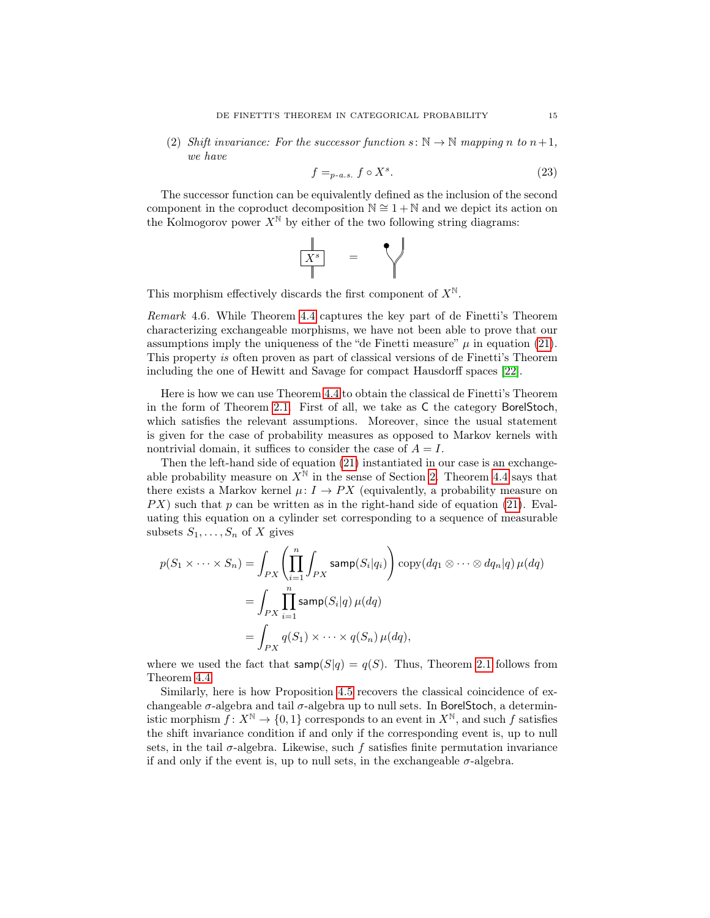(2) *Shift invariance: For the successor function $s\colon \mathbb{N} \to \mathbb{N}$ mapping $n$ to $n+1$, we have*

$$f =_{p\text{-a.s.}} f \circ X^s. \tag{23}$$

The successor function can be equivalently defined as the inclusion of the second component in the coproduct decomposition $\mathbb{N} \cong 1 + \mathbb{N}$ and we depict its action on the Kolmogorov power $X^{\mathbb{N}}$ by either of the two following string diagrams:

This morphism effectively discards the first component of $X^{\mathbb{N}}$.

*Remark* 4.6. While Theorem 4.4 captures the key part of de Finetti's Theorem characterizing exchangeable morphisms, we have not been able to prove that our assumptions imply the uniqueness of the "de Finetti measure" $\mu$ in equation (21). This property *is* often proven as part of classical versions of de Finetti's Theorem including the one of Hewitt and Savage for compact Hausdorff spaces [22].

Here is how we can use Theorem 4.4 to obtain the classical de Finetti's Theorem in the form of Theorem 2.1. First of all, we take as $\mathsf{C}$ the category $\mathsf{BorelStoch}$, which satisfies the relevant assumptions. Moreover, since the usual statement is given for the case of probability measures as opposed to Markov kernels with nontrivial domain, it suffices to consider the case of $A = I$.

Then the left-hand side of equation (21) instantiated in our case is an exchangeable probability measure on $X^{\mathbb{N}}$ in the sense of Section 2. Theorem 4.4 says that there exists a Markov kernel $\mu\colon I \to PX$ (equivalently, a probability measure on $PX$) such that $p$ can be written as in the right-hand side of equation (21). Evaluating this equation on a cylinder set corresponding to a sequence of measurable subsets $S_1, \ldots, S_n$ of $X$ gives

$$\begin{aligned}
p(S_1 \times \cdots \times S_n) &= \int_{PX} \left( \prod_{i=1}^{n} \int_{PX} \mathsf{samp}(S_i|q_i) \right) \mathrm{copy}(dq_1 \otimes \cdots \otimes dq_n|q)\, \mu(dq) \\
&= \int_{PX} \prod_{i=1}^{n} \mathsf{samp}(S_i|q)\, \mu(dq) \\
&= \int_{PX} q(S_1) \times \cdots \times q(S_n)\, \mu(dq),
\end{aligned}$$

where we used the fact that $\mathsf{samp}(S|q) = q(S)$. Thus, Theorem 2.1 follows from Theorem 4.4.

Similarly, here is how Proposition 4.5 recovers the classical coincidence of exchangeable $\sigma$-algebra and tail $\sigma$-algebra up to null sets. In $\mathsf{BorelStoch}$, a deterministic morphism $f\colon X^{\mathbb{N}} \to \{0, 1\}$ corresponds to an event in $X^{\mathbb{N}}$, and such $f$ satisfies the shift invariance condition if and only if the corresponding event is, up to null sets, in the tail $\sigma$-algebra. Likewise, such $f$ satisfies finite permutation invariance if and only if the event is, up to null sets, in the exchangeable $\sigma$-algebra.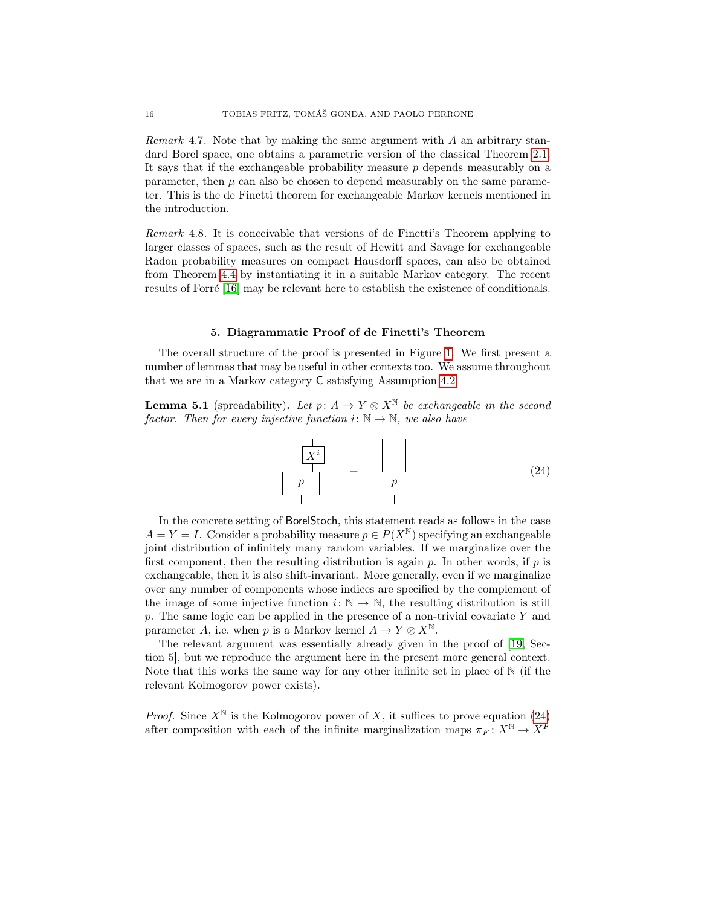*Remark* 4.7. Note that by making the same argument with $A$ an arbitrary standard Borel space, one obtains a parametric version of the classical Theorem 2.1. It says that if the exchangeable probability measure $p$ depends measurably on a parameter, then $\mu$ can also be chosen to depend measurably on the same parameter. This is the de Finetti theorem for exchangeable Markov kernels mentioned in the introduction.

*Remark* 4.8. It is conceivable that versions of de Finetti's Theorem applying to larger classes of spaces, such as the result of Hewitt and Savage for exchangeable Radon probability measures on compact Hausdorff spaces, can also be obtained from Theorem 4.4 by instantiating it in a suitable Markov category. The recent results of Forré [16] may be relevant here to establish the existence of conditionals.

## 5. Diagrammatic Proof of de Finetti's Theorem

The overall structure of the proof is presented in Figure 1. We first present a number of lemmas that may be useful in other contexts too. We assume throughout that we are in a Markov category $\mathsf{C}$ satisfying Assumption 4.2.

**Lemma 5.1** (spreadability). *Let $p\colon A \to Y \otimes X^{\mathbb{N}}$ be exchangeable in the second factor. Then for every injective function $i\colon \mathbb{N} \to \mathbb{N}$, we also have*

$$\text{[string diagram: } p \text{ followed by } X^i \text{ on the second output]} \quad = \quad \text{[string diagram: } p\text{]} \tag{24}$$

In the concrete setting of $\mathsf{BorelStoch}$, this statement reads as follows in the case $A = Y = I$. Consider a probability measure $p \in P(X^{\mathbb{N}})$ specifying an exchangeable joint distribution of infinitely many random variables. If we marginalize over the first component, then the resulting distribution is again $p$. In other words, if $p$ is exchangeable, then it is also shift-invariant. More generally, even if we marginalize over any number of components whose indices are specified by the complement of the image of some injective function $i\colon \mathbb{N} \to \mathbb{N}$, the resulting distribution is still $p$. The same logic can be applied in the presence of a non-trivial covariate $Y$ and parameter $A$, i.e. when $p$ is a Markov kernel $A \to Y \otimes X^{\mathbb{N}}$.

The relevant argument was essentially already given in the proof of [19, Section 5], but we reproduce the argument here in the present more general context. Note that this works the same way for any other infinite set in place of $\mathbb{N}$ (if the relevant Kolmogorov power exists).

*Proof.* Since $X^{\mathbb{N}}$ is the Kolmogorov power of $X$, it suffices to prove equation (24) after composition with each of the infinite marginalization maps $\pi_F\colon X^{\mathbb{N}} \to X^F$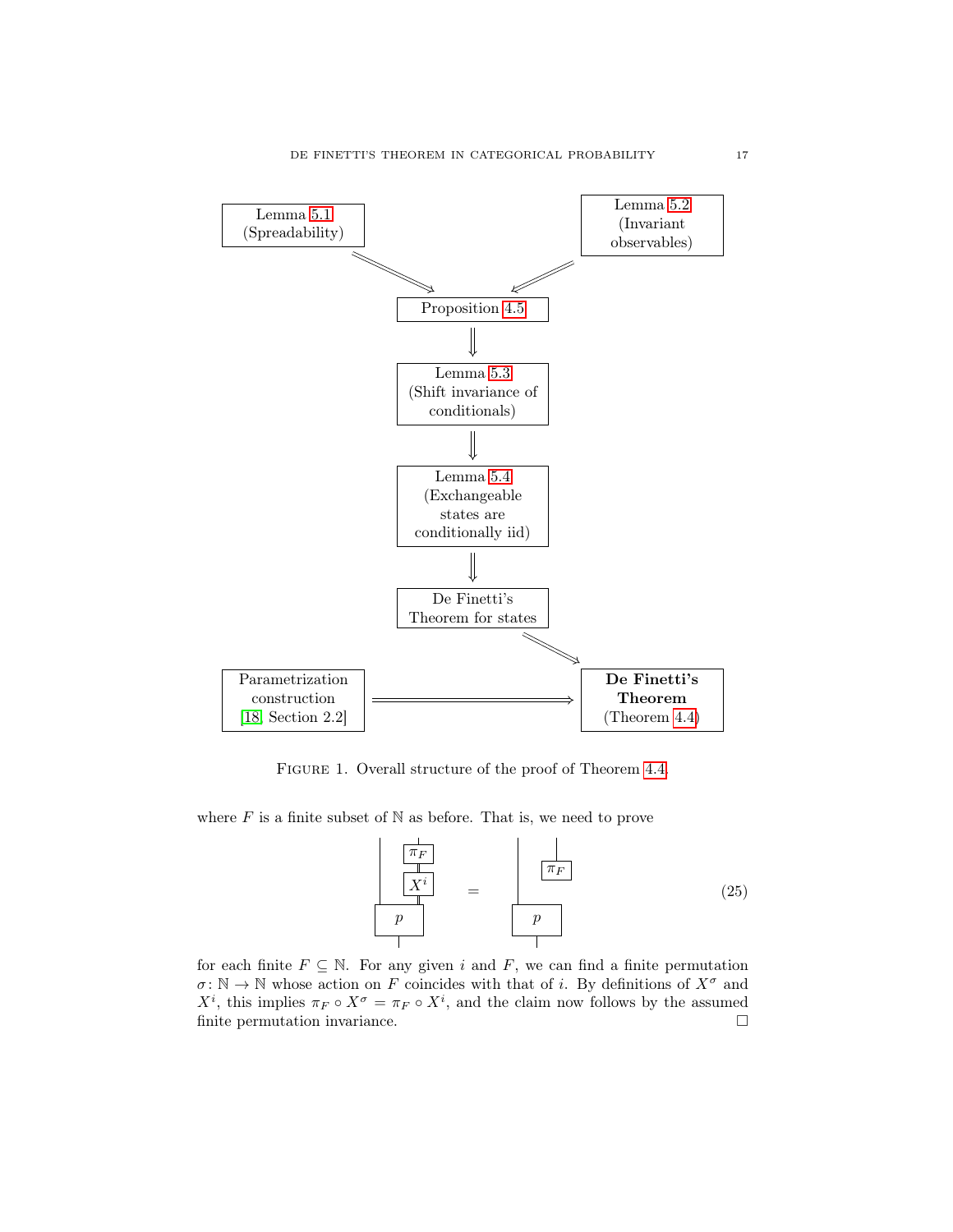Figure 1 consists of the following boxes and arrows:

- Lemma 5.1 (Spreadability) ⟹ Proposition 4.5
- Lemma 5.2 (Invariant observables) ⟹ Proposition 4.5
- Proposition 4.5 ⟹ Lemma 5.3 (Shift invariance of conditionals)
- Lemma 5.3 (Shift invariance of conditionals) ⟹ Lemma 5.4 (Exchangeable states are conditionally iid)
- Lemma 5.4 (Exchangeable states are conditionally iid) ⟹ De Finetti's Theorem for states
- De Finetti's Theorem for states ⟹ **De Finetti's Theorem** (Theorem 4.4)
- Parametrization construction [18, Section 2.2] ⟹ **De Finetti's Theorem** (Theorem 4.4)

FIGURE 1. Overall structure of the proof of Theorem 4.4.

where $F$ is a finite subset of $\mathbb{N}$ as before. That is, we need to prove

The string diagram equation (25): on the left, the state $p$ has two outputs; the first output is a plain wire, and the second output passes through $X^i$ and then through $\pi_F$. On the right, the state $p$ has two outputs; the first output is a plain wire, and the second output passes directly through $\pi_F$.

$$\text{(diagram: } p \text{ followed by } \pi_F \circ X^i \text{ on the second output)} = \text{(diagram: } p \text{ followed by } \pi_F \text{ on the second output)} \tag{25}$$

for each finite $F \subseteq \mathbb{N}$. For any given $i$ and $F$, we can find a finite permutation $\sigma \colon \mathbb{N} \to \mathbb{N}$ whose action on $F$ coincides with that of $i$. By definitions of $X^\sigma$ and $X^i$, this implies $\pi_F \circ X^\sigma = \pi_F \circ X^i$, and the claim now follows by the assumed finite permutation invariance. □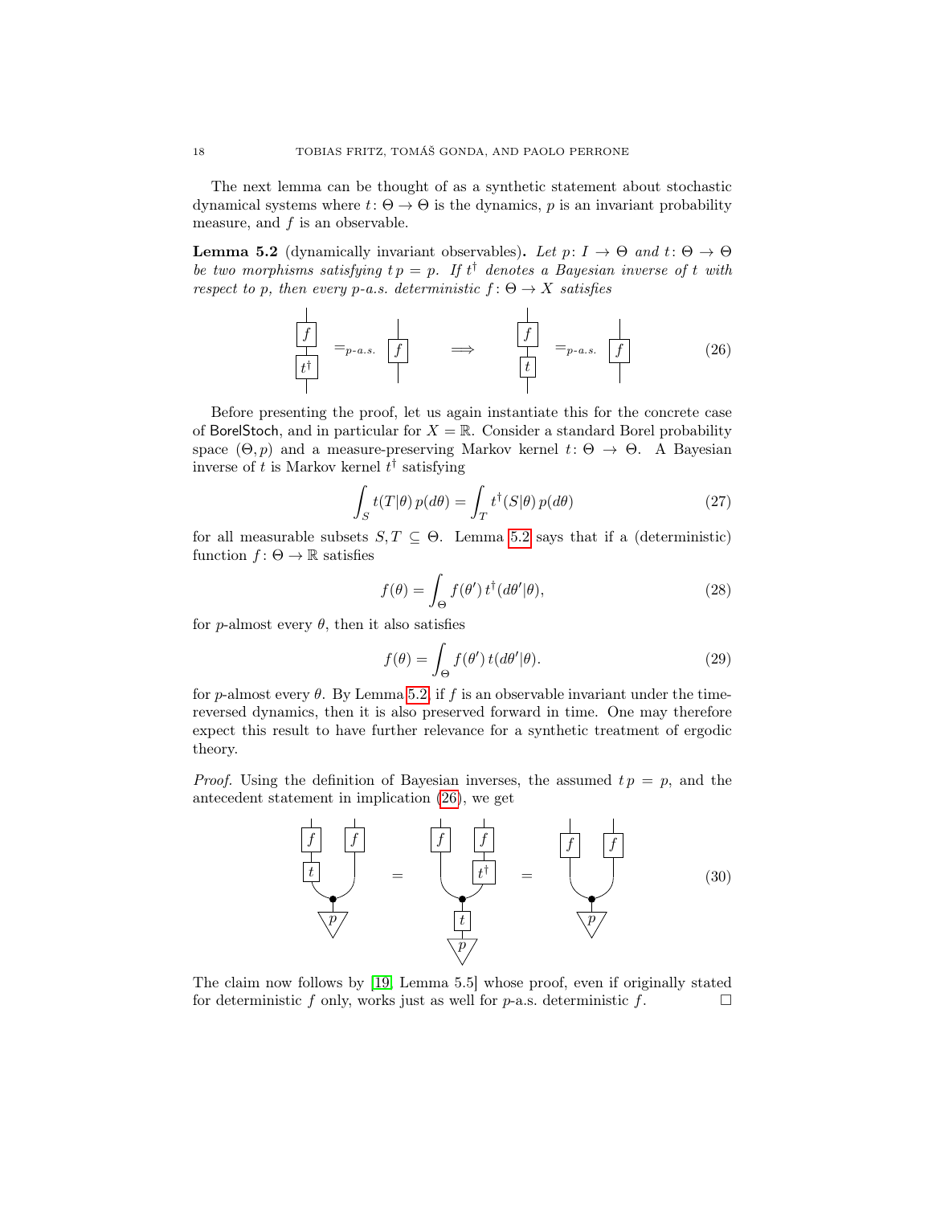The next lemma can be thought of as a synthetic statement about stochastic dynamical systems where $t\colon \Theta \to \Theta$ is the dynamics, $p$ is an invariant probability measure, and $f$ is an observable.

**Lemma 5.2** (dynamically invariant observables)**.** *Let $p\colon I \to \Theta$ and $t\colon \Theta \to \Theta$ be two morphisms satisfying $t\,p = p$. If $t^\dagger$ denotes a Bayesian inverse of $t$ with respect to $p$, then every $p$-a.s. deterministic $f\colon \Theta \to X$ satisfies*

$$f \circ t^\dagger =_{p\text{-a.s.}} f \qquad \Longrightarrow \qquad f \circ t =_{p\text{-a.s.}} f \tag{26}$$

Before presenting the proof, let us again instantiate this for the concrete case of BorelStoch, and in particular for $X = \mathbb{R}$. Consider a standard Borel probability space $(\Theta, p)$ and a measure-preserving Markov kernel $t\colon \Theta \to \Theta$. A Bayesian inverse of $t$ is Markov kernel $t^\dagger$ satisfying

$$\int_S t(T|\theta)\, p(d\theta) = \int_T t^\dagger(S|\theta)\, p(d\theta) \tag{27}$$

for all measurable subsets $S, T \subseteq \Theta$. Lemma 5.2 says that if a (deterministic) function $f\colon \Theta \to \mathbb{R}$ satisfies

$$f(\theta) = \int_\Theta f(\theta')\, t^\dagger(d\theta'|\theta), \tag{28}$$

for $p$-almost every $\theta$, then it also satisfies

$$f(\theta) = \int_\Theta f(\theta')\, t(d\theta'|\theta). \tag{29}$$

for $p$-almost every $\theta$. By Lemma 5.2, if $f$ is an observable invariant under the time-reversed dynamics, then it is also preserved forward in time. One may therefore expect this result to have further relevance for a synthetic treatment of ergodic theory.

*Proof.* Using the definition of Bayesian inverses, the assumed $t\,p = p$, and the antecedent statement in implication (26), we get

$$(f \circ t \otimes f) \circ \mathrm{copy} \circ p \;=\; (f \otimes f \circ t^\dagger) \circ \mathrm{copy} \circ t \circ p \;=\; (f \otimes f) \circ \mathrm{copy} \circ p \tag{30}$$

The claim now follows by [19, Lemma 5.5] whose proof, even if originally stated for deterministic $f$ only, works just as well for $p$-a.s. deterministic $f$. $\square$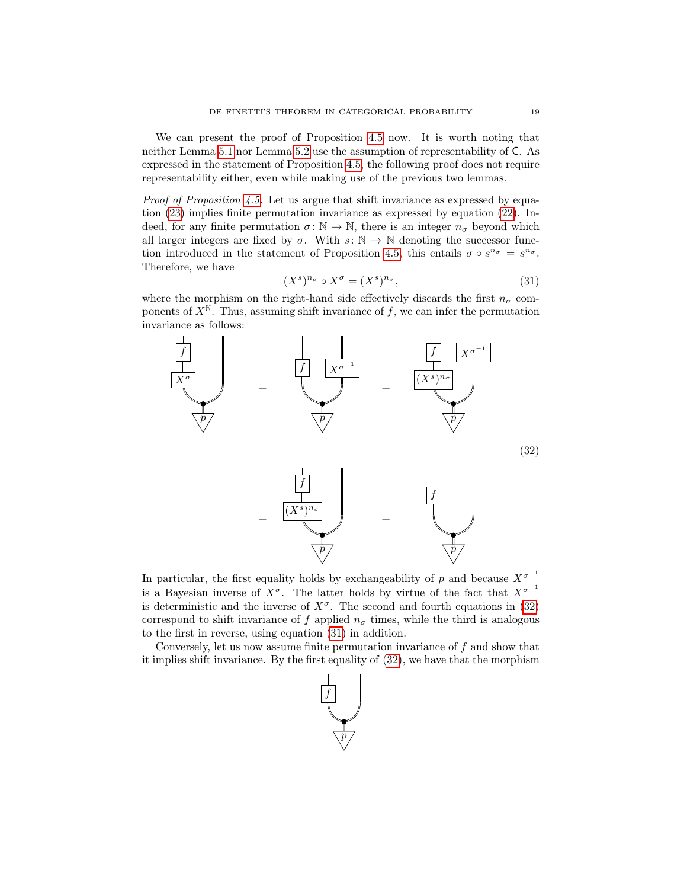We can present the proof of Proposition 4.5 now. It is worth noting that neither Lemma 5.1 nor Lemma 5.2 use the assumption of representability of C. As expressed in the statement of Proposition 4.5, the following proof does not require representability either, even while making use of the previous two lemmas.

*Proof of Proposition 4.5.* Let us argue that shift invariance as expressed by equation (23) implies finite permutation invariance as expressed by equation (22). Indeed, for any finite permutation $\sigma\colon \mathbb{N} \to \mathbb{N}$, there is an integer $n_\sigma$ beyond which all larger integers are fixed by $\sigma$. With $s\colon \mathbb{N} \to \mathbb{N}$ denoting the successor function introduced in the statement of Proposition 4.5, this entails $\sigma \circ s^{n_\sigma} = s^{n_\sigma}$. Therefore, we have

$$(X^s)^{n_\sigma} \circ X^\sigma = (X^s)^{n_\sigma}, \tag{31}$$

where the morphism on the right-hand side effectively discards the first $n_\sigma$ components of $X^{\mathbb{N}}$. Thus, assuming shift invariance of $f$, we can infer the permutation invariance as follows:

(32)

In particular, the first equality holds by exchangeability of $p$ and because $X^{\sigma^{-1}}$ is a Bayesian inverse of $X^\sigma$. The latter holds by virtue of the fact that $X^{\sigma^{-1}}$ is deterministic and the inverse of $X^\sigma$. The second and fourth equations in (32) correspond to shift invariance of $f$ applied $n_\sigma$ times, while the third is analogous to the first in reverse, using equation (31) in addition.

Conversely, let us now assume finite permutation invariance of $f$ and show that it implies shift invariance. By the first equality of (32), we have that the morphism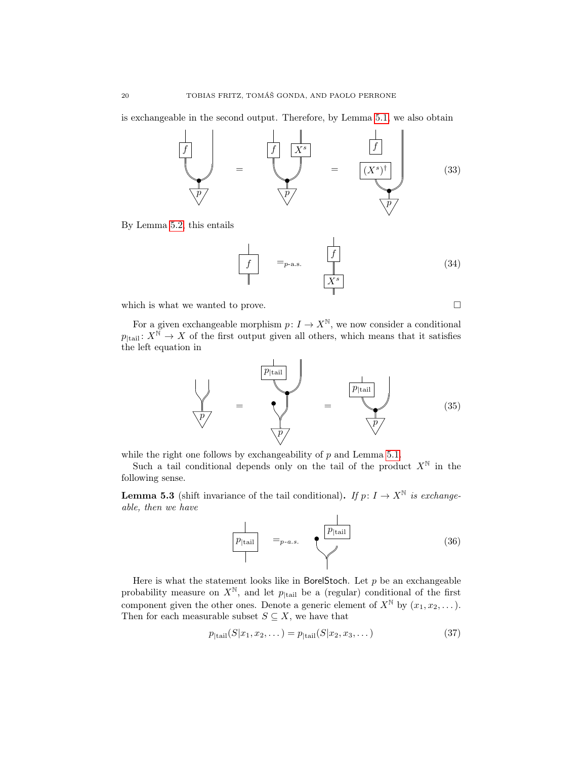is exchangeable in the second output. Therefore, by Lemma 5.1, we also obtain

(33)

By Lemma 5.2, this entails

$$f \quad =_{p\text{-a.s.}} \quad f \circ X^s \tag{34}$$

which is what we wanted to prove. □

For a given exchangeable morphism $p\colon I \to X^{\mathbb{N}}$, we now consider a conditional $p_{|\text{tail}}\colon X^{\mathbb{N}} \to X$ of the first output given all others, which means that it satisfies the left equation in

(35)

while the right one follows by exchangeability of $p$ and Lemma 5.1.

Such a tail conditional depends only on the tail of the product $X^{\mathbb{N}}$ in the following sense.

**Lemma 5.3** (shift invariance of the tail conditional)**.** *If $p\colon I \to X^{\mathbb{N}}$ is exchangeable, then we have*

$$p_{|\text{tail}} \quad =_{p\text{-a.s.}} \quad p_{|\text{tail}} \circ (\text{discard first} \otimes \text{id}) \tag{36}$$

Here is what the statement looks like in BorelStoch. Let $p$ be an exchangeable probability measure on $X^{\mathbb{N}}$, and let $p_{|\text{tail}}$ be a (regular) conditional of the first component given the other ones. Denote a generic element of $X^{\mathbb{N}}$ by $(x_1, x_2, \ldots)$. Then for each measurable subset $S \subseteq X$, we have that

$$p_{|\text{tail}}(S|x_1, x_2, \ldots) = p_{|\text{tail}}(S|x_2, x_3, \ldots) \tag{37}$$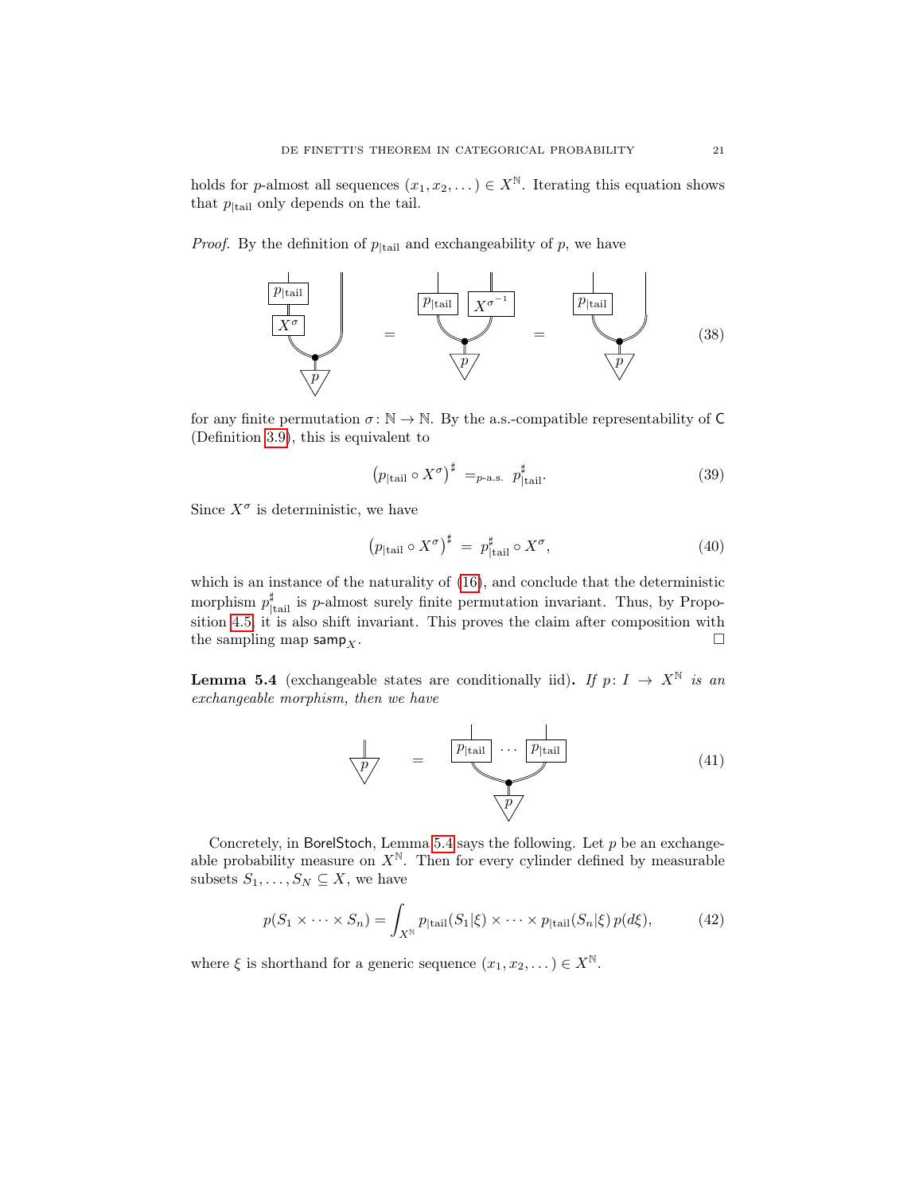holds for $p$-almost all sequences $(x_1, x_2, \dots) \in X^{\mathbb{N}}$. Iterating this equation shows that $p_{|\mathrm{tail}}$ only depends on the tail.

*Proof.* By the definition of $p_{|\mathrm{tail}}$ and exchangeability of $p$, we have

(38)

for any finite permutation $\sigma \colon \mathbb{N} \to \mathbb{N}$. By the a.s.-compatible representability of $\mathsf{C}$ (Definition 3.9), this is equivalent to

$$\left(p_{|\mathrm{tail}} \circ X^{\sigma}\right)^{\sharp} =_{p\text{-a.s.}} p^{\sharp}_{|\mathrm{tail}}. \tag{39}$$

Since $X^{\sigma}$ is deterministic, we have

$$\left(p_{|\mathrm{tail}} \circ X^{\sigma}\right)^{\sharp} = p^{\sharp}_{|\mathrm{tail}} \circ X^{\sigma}, \tag{40}$$

which is an instance of the naturality of (16), and conclude that the deterministic morphism $p^{\sharp}_{|\mathrm{tail}}$ is $p$-almost surely finite permutation invariant. Thus, by Proposition 4.5, it is also shift invariant. This proves the claim after composition with the sampling map $\mathsf{samp}_X$. $\square$

**Lemma 5.4** (exchangeable states are conditionally iid)**.** *If $p \colon I \to X^{\mathbb{N}}$ is an exchangeable morphism, then we have*

(41)

Concretely, in $\mathsf{BorelStoch}$, Lemma 5.4 says the following. Let $p$ be an exchangeable probability measure on $X^{\mathbb{N}}$. Then for every cylinder defined by measurable subsets $S_1, \dots, S_N \subseteq X$, we have

$$p(S_1 \times \cdots \times S_n) = \int_{X^{\mathbb{N}}} p_{|\mathrm{tail}}(S_1|\xi) \times \cdots \times p_{|\mathrm{tail}}(S_n|\xi)\, p(d\xi), \tag{42}$$

where $\xi$ is shorthand for a generic sequence $(x_1, x_2, \dots) \in X^{\mathbb{N}}$.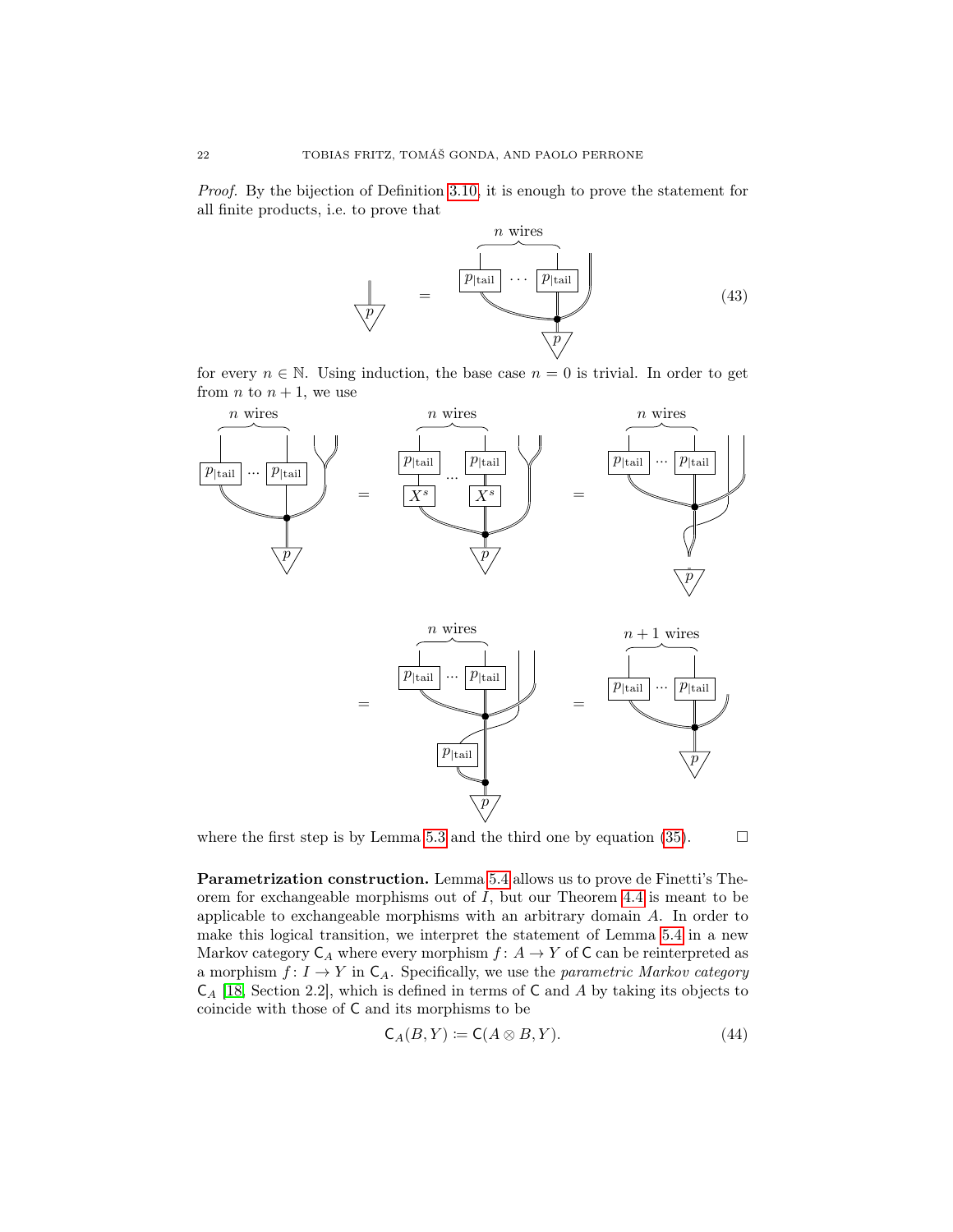*Proof.* By the bijection of Definition 3.10, it is enough to prove the statement for all finite products, i.e. to prove that

$$(43)$$

for every $n \in \mathbb{N}$. Using induction, the base case $n = 0$ is trivial. In order to get from $n$ to $n+1$, we use

where the first step is by Lemma 5.3 and the third one by equation (35). □

**Parametrization construction.** Lemma 5.4 allows us to prove de Finetti's Theorem for exchangeable morphisms out of $I$, but our Theorem 4.4 is meant to be applicable to exchangeable morphisms with an arbitrary domain $A$. In order to make this logical transition, we interpret the statement of Lemma 5.4 in a new Markov category $\mathsf{C}_A$ where every morphism $f\colon A \to Y$ of $\mathsf{C}$ can be reinterpreted as a morphism $f\colon I \to Y$ in $\mathsf{C}_A$. Specifically, we use the *parametric Markov category* $\mathsf{C}_A$ [18, Section 2.2], which is defined in terms of $\mathsf{C}$ and $A$ by taking its objects to coincide with those of $\mathsf{C}$ and its morphisms to be

$$\mathsf{C}_A(B, Y) \coloneqq \mathsf{C}(A \otimes B, Y). \tag{44}$$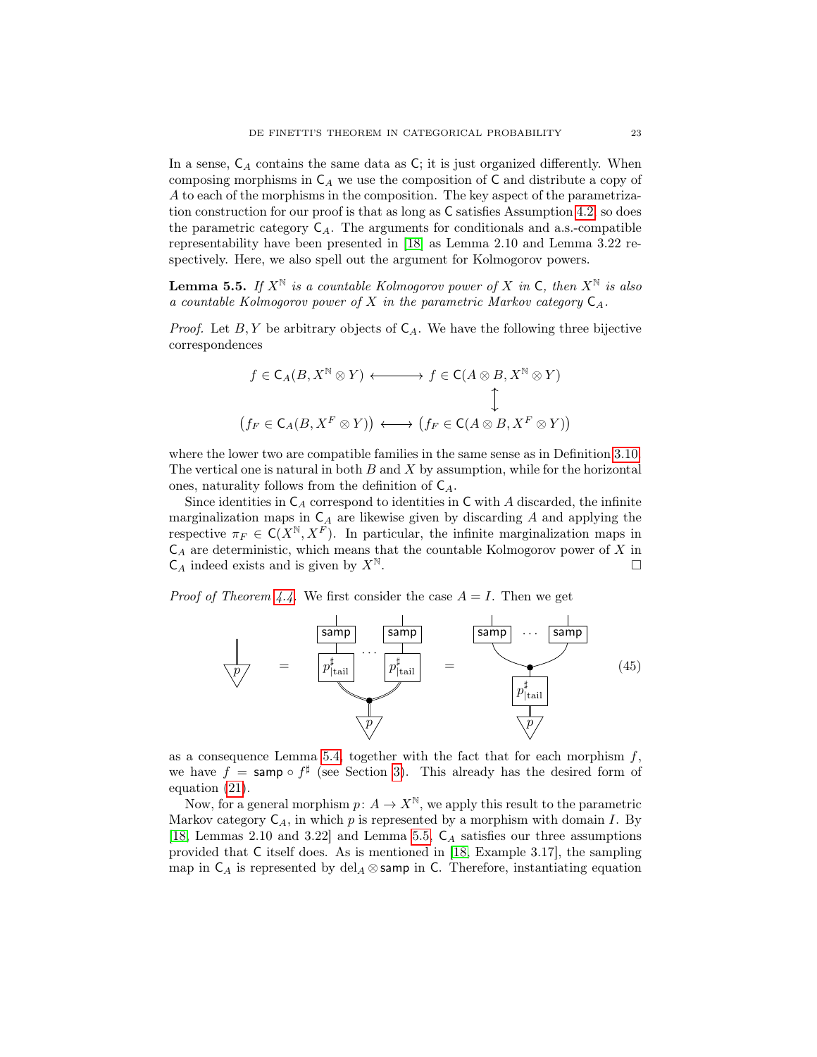In a sense, $\mathsf{C}_A$ contains the same data as $\mathsf{C}$; it is just organized differently. When composing morphisms in $\mathsf{C}_A$ we use the composition of $\mathsf{C}$ and distribute a copy of $A$ to each of the morphisms in the composition. The key aspect of the parametrization construction for our proof is that as long as $\mathsf{C}$ satisfies Assumption 4.2, so does the parametric category $\mathsf{C}_A$. The arguments for conditionals and a.s.-compatible representability have been presented in [18] as Lemma 2.10 and Lemma 3.22 respectively. Here, we also spell out the argument for Kolmogorov powers.

**Lemma 5.5.** *If $X^{\mathbb{N}}$ is a countable Kolmogorov power of $X$ in $\mathsf{C}$, then $X^{\mathbb{N}}$ is also a countable Kolmogorov power of $X$ in the parametric Markov category $\mathsf{C}_A$.*

*Proof.* Let $B, Y$ be arbitrary objects of $\mathsf{C}_A$. We have the following three bijective correspondences

$$
\begin{array}{ccc}
f \in \mathsf{C}_A(B, X^{\mathbb{N}} \otimes Y) & \longleftrightarrow & f \in \mathsf{C}(A \otimes B, X^{\mathbb{N}} \otimes Y) \\
 & & \updownarrow \\
\big(f_F \in \mathsf{C}_A(B, X^F \otimes Y)\big) & \longleftrightarrow & \big(f_F \in \mathsf{C}(A \otimes B, X^F \otimes Y)\big)
\end{array}
$$

where the lower two are compatible families in the same sense as in Definition 3.10. The vertical one is natural in both $B$ and $X$ by assumption, while for the horizontal ones, naturality follows from the definition of $\mathsf{C}_A$.

Since identities in $\mathsf{C}_A$ correspond to identities in $\mathsf{C}$ with $A$ discarded, the infinite marginalization maps in $\mathsf{C}_A$ are likewise given by discarding $A$ and applying the respective $\pi_F \in \mathsf{C}(X^{\mathbb{N}}, X^F)$. In particular, the infinite marginalization maps in $\mathsf{C}_A$ are deterministic, which means that the countable Kolmogorov power of $X$ in $\mathsf{C}_A$ indeed exists and is given by $X^{\mathbb{N}}$. $\square$

*Proof of Theorem 4.4.* We first consider the case $A = I$. Then we get

$$
p \;=\; \big(\mathsf{samp} \circ p^{\sharp}_{|\mathrm{tail}}\big) \cdots \big(\mathsf{samp} \circ p^{\sharp}_{|\mathrm{tail}}\big) \circ p \;=\; (\mathsf{samp} \cdots \mathsf{samp}) \circ p^{\sharp}_{|\mathrm{tail}} \circ p \tag{45}
$$

as a consequence Lemma 5.4, together with the fact that for each morphism $f$, we have $f = \mathsf{samp} \circ f^{\sharp}$ (see Section 3). This already has the desired form of equation (21).

Now, for a general morphism $p \colon A \to X^{\mathbb{N}}$, we apply this result to the parametric Markov category $\mathsf{C}_A$, in which $p$ is represented by a morphism with domain $I$. By [18, Lemmas 2.10 and 3.22] and Lemma 5.5, $\mathsf{C}_A$ satisfies our three assumptions provided that $\mathsf{C}$ itself does. As is mentioned in [18, Example 3.17], the sampling map in $\mathsf{C}_A$ is represented by $\mathrm{del}_A \otimes \mathsf{samp}$ in $\mathsf{C}$. Therefore, instantiating equation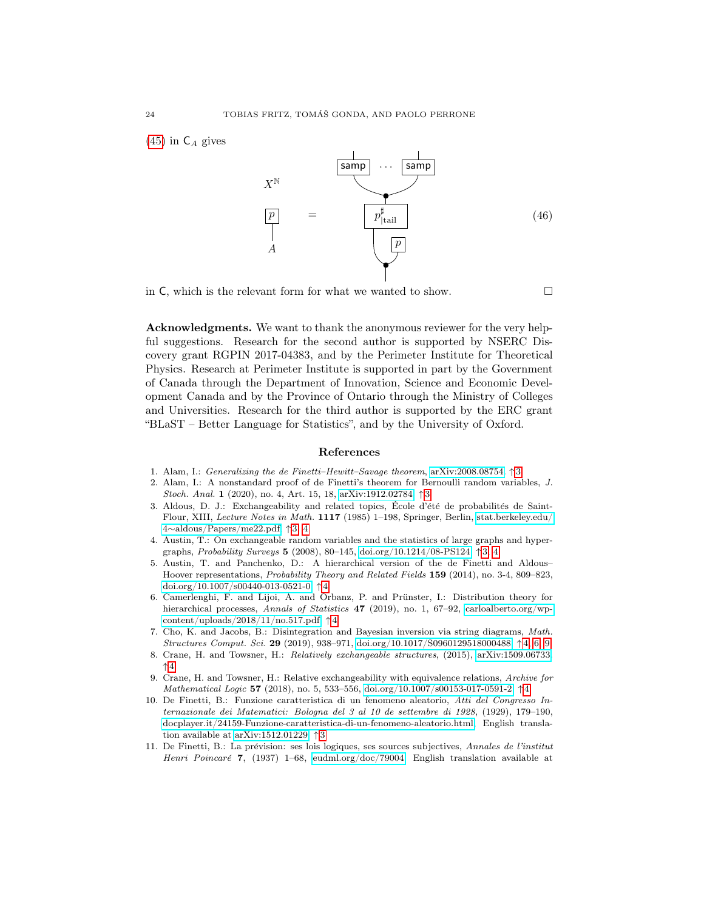(45) in $\mathsf{C}_A$ gives

$$
\begin{array}{c} X^{\mathbb{N}} \\ \boxed{p} \\ | \\ A \end{array}
\quad = \quad
\text{(string diagram: } \mathsf{samp} \cdots \mathsf{samp} \text{ copied from } p^{\sharp}_{|\mathrm{tail}} \text{, which takes input from a copy of the output of } p \text{)}
\tag{46}
$$

in $\mathsf{C}$, which is the relevant form for what we wanted to show. □

**Acknowledgments.** We want to thank the anonymous reviewer for the very helpful suggestions. Research for the second author is supported by NSERC Discovery grant RGPIN 2017-04383, and by the Perimeter Institute for Theoretical Physics. Research at Perimeter Institute is supported in part by the Government of Canada through the Department of Innovation, Science and Economic Development Canada and by the Province of Ontario through the Ministry of Colleges and Universities. Research for the third author is supported by the ERC grant "BLaST – Better Language for Statistics", and by the University of Oxford.

## References

1. Alam, I.: *Generalizing the de Finetti–Hewitt–Savage theorem*, arXiv:2008.08754. ↑3
2. Alam, I.: A nonstandard proof of de Finetti's theorem for Bernoulli random variables, *J. Stoch. Anal.* **1** (2020), no. 4, Art. 15, 18, arXiv:1912.02784. ↑3
3. Aldous, D. J.: Exchangeability and related topics, École d'été de probabilités de Saint-Flour, XIII, *Lecture Notes in Math.* **1117** (1985) 1–198, Springer, Berlin, stat.berkeley.edu/4∼aldous/Papers/me22.pdf. ↑3, 4
4. Austin, T.: On exchangeable random variables and the statistics of large graphs and hypergraphs, *Probability Surveys* **5** (2008), 80–145, doi.org/10.1214/08-PS124. ↑3, 4
5. Austin, T. and Panchenko, D.: A hierarchical version of the de Finetti and Aldous–Hoover representations, *Probability Theory and Related Fields* **159** (2014), no. 3-4, 809–823, doi.org/10.1007/s00440-013-0521-0. ↑4
6. Camerlenghi, F. and Lijoi, A. and Orbanz, P. and Prünster, I.: Distribution theory for hierarchical processes, *Annals of Statistics* **47** (2019), no. 1, 67–92, carloalberto.org/wp-content/uploads/2018/11/no.517.pdf. ↑4
7. Cho, K. and Jacobs, B.: Disintegration and Bayesian inversion via string diagrams, *Math. Structures Comput. Sci.* **29** (2019), 938–971, doi.org/10.1017/S0960129518000488. ↑4, 6, 9
8. Crane, H. and Towsner, H.: *Relatively exchangeable structures*, (2015), arXiv:1509.06733. ↑4
9. Crane, H. and Towsner, H.: Relative exchangeability with equivalence relations, *Archive for Mathematical Logic* **57** (2018), no. 5, 533–556, doi.org/10.1007/s00153-017-0591-2. ↑4
10. De Finetti, B.: Funzione caratteristica di un fenomeno aleatorio, *Atti del Congresso Internazionale dei Matematici: Bologna del 3 al 10 de settembre di 1928*, (1929), 179–190, docplayer.it/24159-Funzione-caratteristica-di-un-fenomeno-aleatorio.html. English translation available at arXiv:1512.01229. ↑3
11. De Finetti, B.: La prévision: ses lois logiques, ses sources subjectives, *Annales de l'institut Henri Poincaré* **7**, (1937) 1–68, eudml.org/doc/79004. English translation available at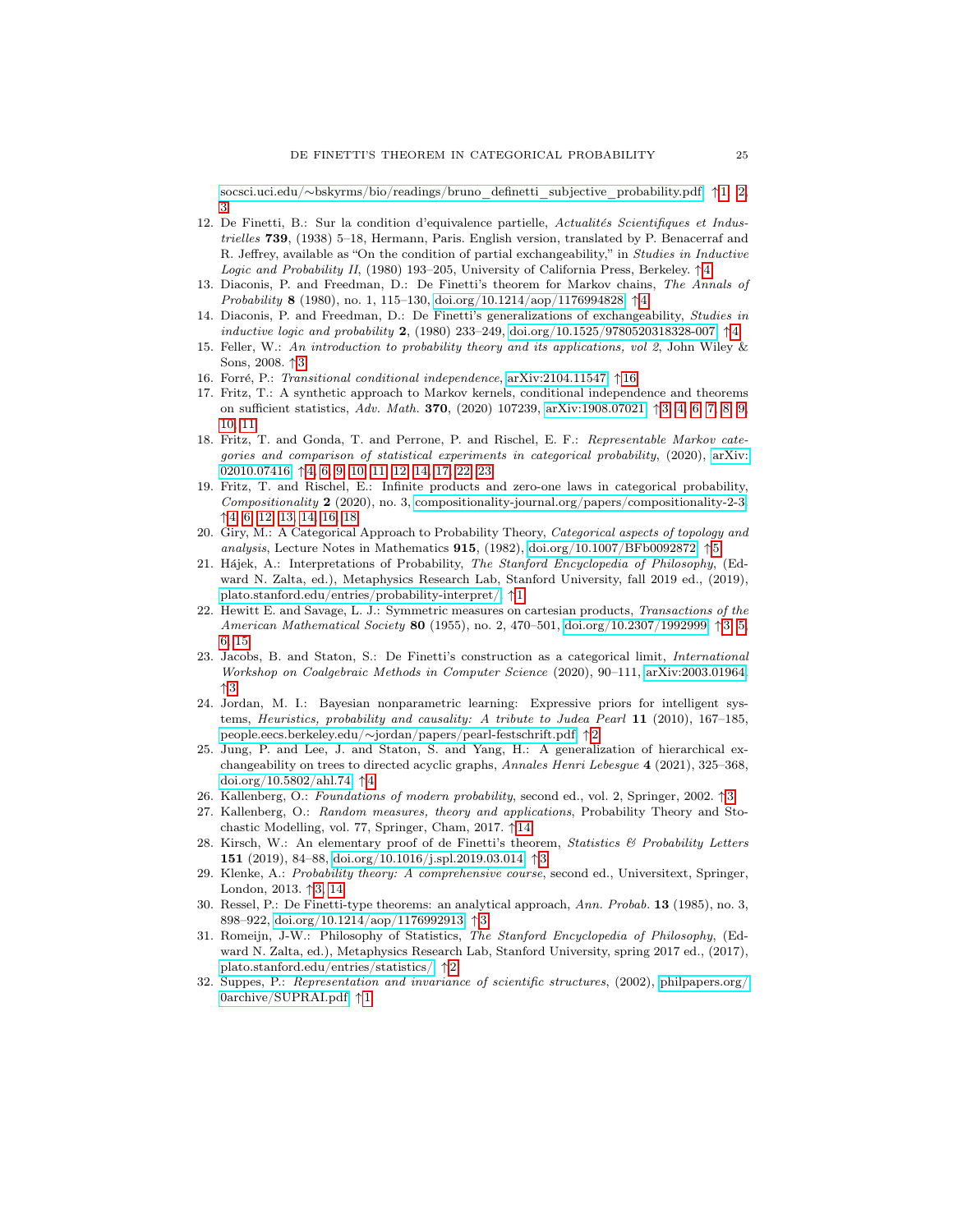socsci.uci.edu/∼bskyrms/bio/readings/bruno_definetti_subjective_probability.pdf ↑1, 2, 3

12. De Finetti, B.: Sur la condition d'equivalence partielle, *Actualités Scientifiques et Industrielles* **739**, (1938) 5–18, Hermann, Paris. English version, translated by P. Benacerraf and R. Jeffrey, available as "On the condition of partial exchangeability," in *Studies in Inductive Logic and Probability II*, (1980) 193–205, University of California Press, Berkeley. ↑4
13. Diaconis, P. and Freedman, D.: De Finetti's theorem for Markov chains, *The Annals of Probability* **8** (1980), no. 1, 115–130, doi.org/10.1214/aop/1176994828 ↑4
14. Diaconis, P. and Freedman, D.: De Finetti's generalizations of exchangeability, *Studies in inductive logic and probability* **2**, (1980) 233–249, doi.org/10.1525/9780520318328-007 ↑4
15. Feller, W.: *An introduction to probability theory and its applications, vol 2*, John Wiley & Sons, 2008. ↑3
16. Forré, P.: *Transitional conditional independence*, arXiv:2104.11547 ↑16
17. Fritz, T.: A synthetic approach to Markov kernels, conditional independence and theorems on sufficient statistics, *Adv. Math.* **370**, (2020) 107239, arXiv:1908.07021 ↑3, 4, 6, 7, 8, 9, 10, 11
18. Fritz, T. and Gonda, T. and Perrone, P. and Rischel, E. F.: *Representable Markov categories and comparison of statistical experiments in categorical probability*, (2020), arXiv:02010.07416 ↑4, 6, 9, 10, 11, 12, 14, 17, 22, 23
19. Fritz, T. and Rischel, E.: Infinite products and zero-one laws in categorical probability, *Compositionality* **2** (2020), no. 3, compositionality-journal.org/papers/compositionality-2-3 ↑4, 6, 12, 13, 14, 16, 18
20. Giry, M.: A Categorical Approach to Probability Theory, *Categorical aspects of topology and analysis*, Lecture Notes in Mathematics **915**, (1982), doi.org/10.1007/BFb0092872 ↑5
21. Hájek, A.: Interpretations of Probability, *The Stanford Encyclopedia of Philosophy*, (Edward N. Zalta, ed.), Metaphysics Research Lab, Stanford University, fall 2019 ed., (2019), plato.stanford.edu/entries/probability-interpret/ ↑1
22. Hewitt E. and Savage, L. J.: Symmetric measures on cartesian products, *Transactions of the American Mathematical Society* **80** (1955), no. 2, 470–501, doi.org/10.2307/1992999 ↑3, 5, 6, 15
23. Jacobs, B. and Staton, S.: De Finetti's construction as a categorical limit, *International Workshop on Coalgebraic Methods in Computer Science* (2020), 90–111, arXiv:2003.01964 ↑3
24. Jordan, M. I.: Bayesian nonparametric learning: Expressive priors for intelligent systems, *Heuristics, probability and causality: A tribute to Judea Pearl* **11** (2010), 167–185, people.eecs.berkeley.edu/∼jordan/papers/pearl-festschrift.pdf ↑2
25. Jung, P. and Lee, J. and Staton, S. and Yang, H.: A generalization of hierarchical exchangeability on trees to directed acyclic graphs, *Annales Henri Lebesgue* **4** (2021), 325–368, doi.org/10.5802/ahl.74 ↑4
26. Kallenberg, O.: *Foundations of modern probability*, second ed., vol. 2, Springer, 2002. ↑3
27. Kallenberg, O.: *Random measures, theory and applications*, Probability Theory and Stochastic Modelling, vol. 77, Springer, Cham, 2017. ↑14
28. Kirsch, W.: An elementary proof of de Finetti's theorem, *Statistics & Probability Letters* **151** (2019), 84–88, doi.org/10.1016/j.spl.2019.03.014 ↑3
29. Klenke, A.: *Probability theory: A comprehensive course*, second ed., Universitext, Springer, London, 2013. ↑3, 14
30. Ressel, P.: De Finetti-type theorems: an analytical approach, *Ann. Probab.* **13** (1985), no. 3, 898–922, doi.org/10.1214/aop/1176992913 ↑3
31. Romeijn, J-W.: Philosophy of Statistics, *The Stanford Encyclopedia of Philosophy*, (Edward N. Zalta, ed.), Metaphysics Research Lab, Stanford University, spring 2017 ed., (2017), plato.stanford.edu/entries/statistics/ ↑2
32. Suppes, P.: *Representation and invariance of scientific structures*, (2002), philpapers.org/0archive/SUPRAI.pdf ↑1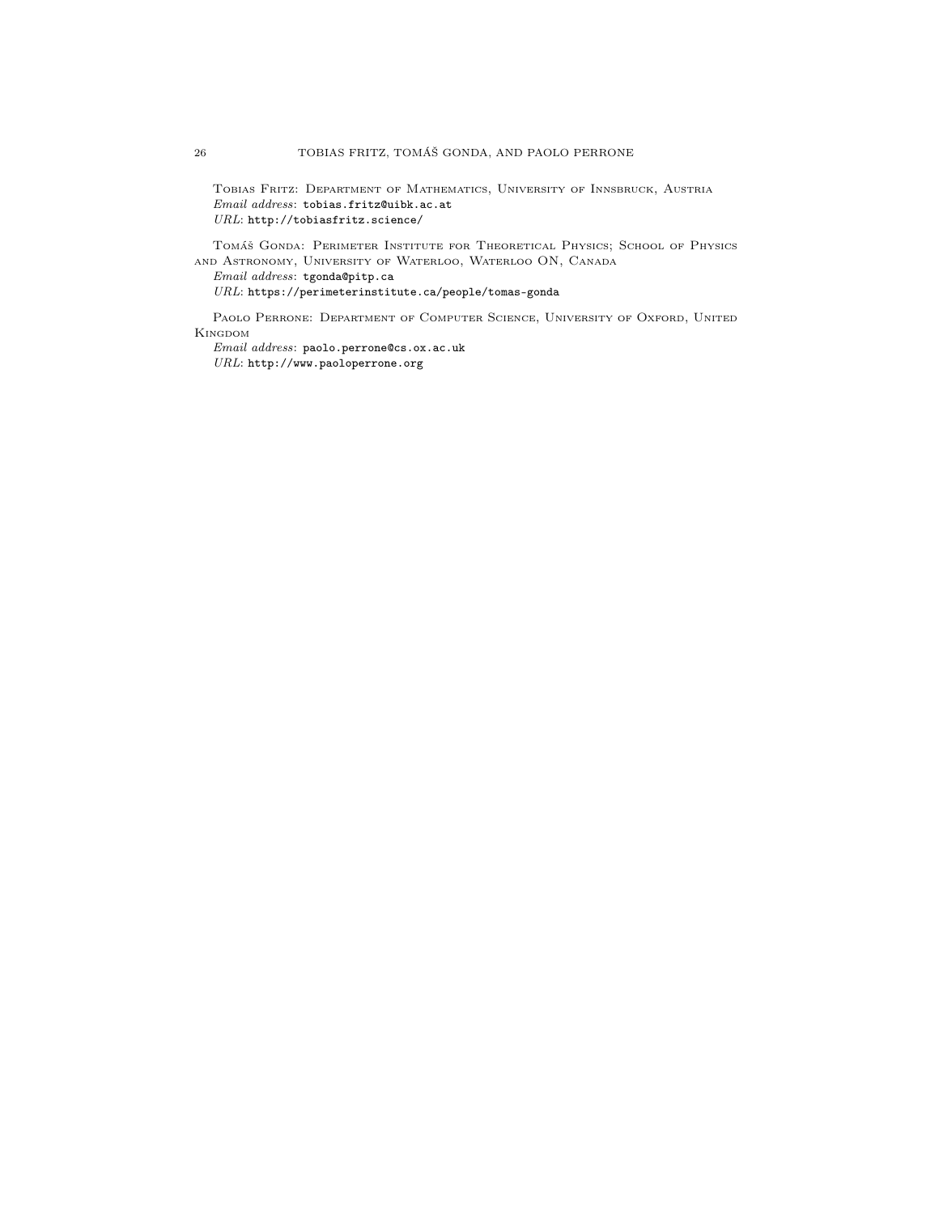Tobias Fritz: Department of Mathematics, University of Innsbruck, Austria
*Email address*: tobias.fritz@uibk.ac.at
*URL*: http://tobiasfritz.science/

Tomáš Gonda: Perimeter Institute for Theoretical Physics; School of Physics and Astronomy, University of Waterloo, Waterloo ON, Canada
*Email address*: tgonda@pitp.ca
*URL*: https://perimeterinstitute.ca/people/tomas-gonda

Paolo Perrone: Department of Computer Science, University of Oxford, United Kingdom
*Email address*: paolo.perrone@cs.ox.ac.uk
*URL*: http://www.paoloperrone.org